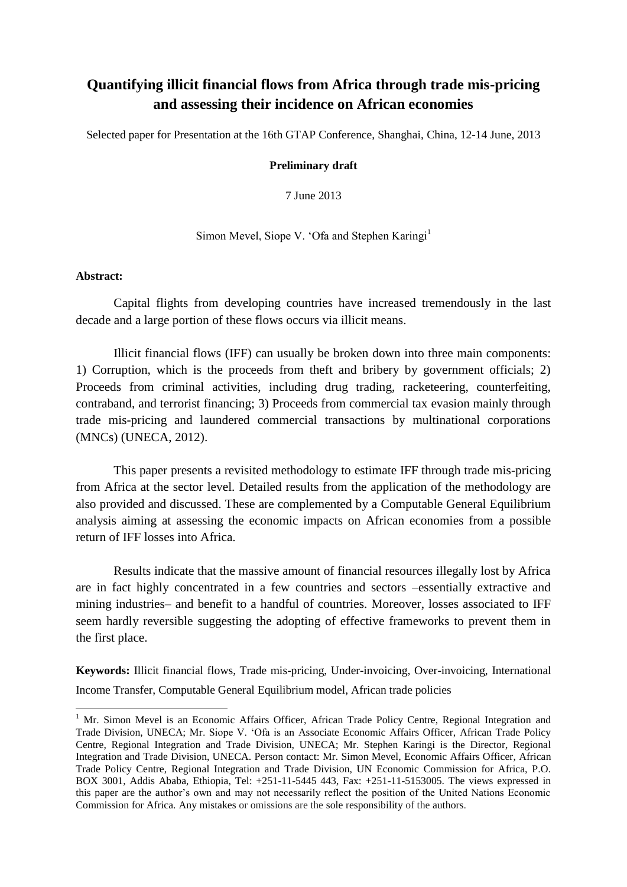# Quantifying illicit financial flows from Africa through trade mis-pricing and assessing their incidence on African economies

Selected paper for Presentation at the 16th GTAP Conference, Shanghai, China, 12-14 June, 2013

**Preliminary draft**

7 June 2013

Simon Mevel, Siope V. 'Ofa and Stephen Karingi[1]

**Abstract:**

Capital flights from developing countries have increased tremendously in the last decade and a large portion of these flows occurs via illicit means.

Illicit financial flows (IFF) can usually be broken down into three main components: 1) Corruption, which is the proceeds from theft and bribery by government officials; 2) Proceeds from criminal activities, including drug trading, racketeering, counterfeiting, contraband, and terrorist financing; 3) Proceeds from commercial tax evasion mainly through trade mis-pricing and laundered commercial transactions by multinational corporations (MNCs) (UNECA, 2012).

This paper presents a revisited methodology to estimate IFF through trade mis-pricing from Africa at the sector level. Detailed results from the application of the methodology are also provided and discussed. These are complemented by a Computable General Equilibrium analysis aiming at assessing the economic impacts on African economies from a possible return of IFF losses into Africa.

Results indicate that the massive amount of financial resources illegally lost by Africa are in fact highly concentrated in a few countries and sectors –essentially extractive and mining industries– and benefit to a handful of countries. Moreover, losses associated to IFF seem hardly reversible suggesting the adopting of effective frameworks to prevent them in the first place.

**Keywords:** Illicit financial flows, Trade mis-pricing, Under-invoicing, Over-invoicing, International Income Transfer, Computable General Equilibrium model, African trade policies

[1] Mr. Simon Mevel is an Economic Affairs Officer, African Trade Policy Centre, Regional Integration and Trade Division, UNECA; Mr. Siope V. 'Ofa is an Associate Economic Affairs Officer, African Trade Policy Centre, Regional Integration and Trade Division, UNECA; Mr. Stephen Karingi is the Director, Regional Integration and Trade Division, UNECA. Person contact: Mr. Simon Mevel, Economic Affairs Officer, African Trade Policy Centre, Regional Integration and Trade Division, UN Economic Commission for Africa, P.O. BOX 3001, Addis Ababa, Ethiopia, Tel: +251-11-5445 443, Fax: +251-11-5153005. The views expressed in this paper are the author's own and may not necessarily reflect the position of the United Nations Economic Commission for Africa. Any mistakes or omissions are the sole responsibility of the authors.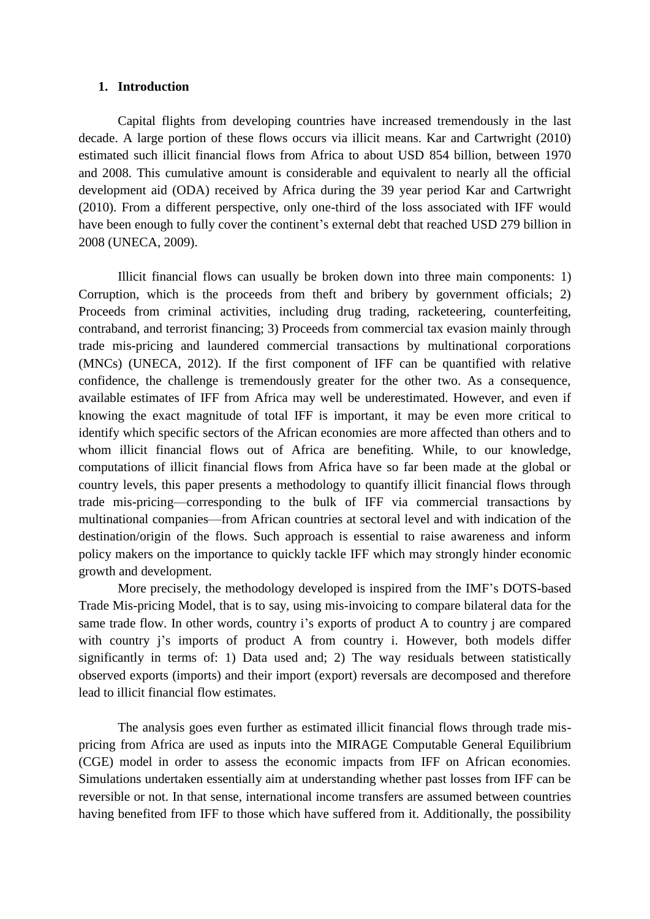## 1. Introduction

Capital flights from developing countries have increased tremendously in the last decade. A large portion of these flows occurs via illicit means. Kar and Cartwright (2010) estimated such illicit financial flows from Africa to about USD 854 billion, between 1970 and 2008. This cumulative amount is considerable and equivalent to nearly all the official development aid (ODA) received by Africa during the 39 year period Kar and Cartwright (2010). From a different perspective, only one-third of the loss associated with IFF would have been enough to fully cover the continent's external debt that reached USD 279 billion in 2008 (UNECA, 2009).

Illicit financial flows can usually be broken down into three main components: 1) Corruption, which is the proceeds from theft and bribery by government officials; 2) Proceeds from criminal activities, including drug trading, racketeering, counterfeiting, contraband, and terrorist financing; 3) Proceeds from commercial tax evasion mainly through trade mis-pricing and laundered commercial transactions by multinational corporations (MNCs) (UNECA, 2012). If the first component of IFF can be quantified with relative confidence, the challenge is tremendously greater for the other two. As a consequence, available estimates of IFF from Africa may well be underestimated. However, and even if knowing the exact magnitude of total IFF is important, it may be even more critical to identify which specific sectors of the African economies are more affected than others and to whom illicit financial flows out of Africa are benefiting. While, to our knowledge, computations of illicit financial flows from Africa have so far been made at the global or country levels, this paper presents a methodology to quantify illicit financial flows through trade mis-pricing—corresponding to the bulk of IFF via commercial transactions by multinational companies—from African countries at sectoral level and with indication of the destination/origin of the flows. Such approach is essential to raise awareness and inform policy makers on the importance to quickly tackle IFF which may strongly hinder economic growth and development.

More precisely, the methodology developed is inspired from the IMF's DOTS-based Trade Mis-pricing Model, that is to say, using mis-invoicing to compare bilateral data for the same trade flow. In other words, country i's exports of product A to country j are compared with country j's imports of product A from country i. However, both models differ significantly in terms of: 1) Data used and; 2) The way residuals between statistically observed exports (imports) and their import (export) reversals are decomposed and therefore lead to illicit financial flow estimates.

The analysis goes even further as estimated illicit financial flows through trade mis-pricing from Africa are used as inputs into the MIRAGE Computable General Equilibrium (CGE) model in order to assess the economic impacts from IFF on African economies. Simulations undertaken essentially aim at understanding whether past losses from IFF can be reversible or not. In that sense, international income transfers are assumed between countries having benefited from IFF to those which have suffered from it. Additionally, the possibility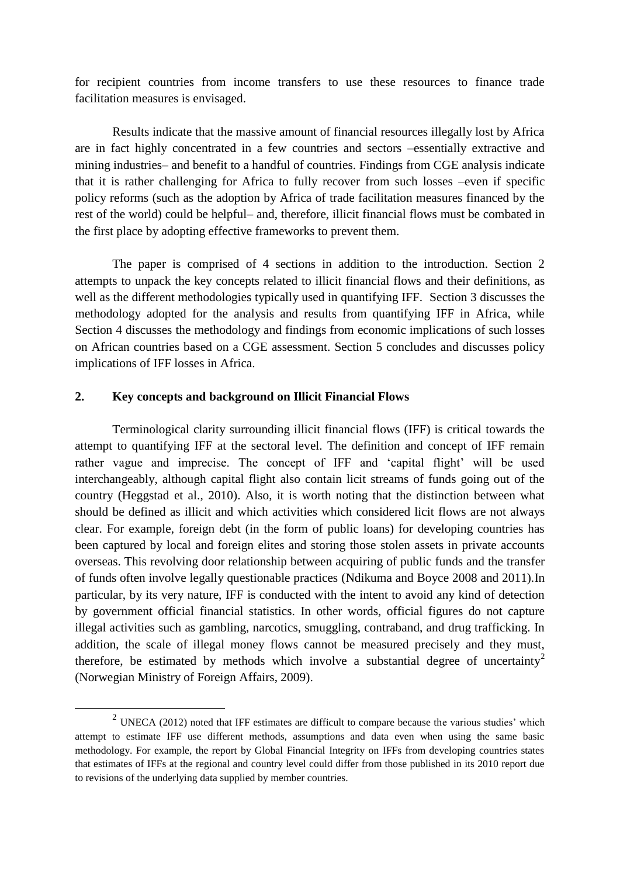for recipient countries from income transfers to use these resources to finance trade facilitation measures is envisaged.

Results indicate that the massive amount of financial resources illegally lost by Africa are in fact highly concentrated in a few countries and sectors –essentially extractive and mining industries– and benefit to a handful of countries. Findings from CGE analysis indicate that it is rather challenging for Africa to fully recover from such losses –even if specific policy reforms (such as the adoption by Africa of trade facilitation measures financed by the rest of the world) could be helpful– and, therefore, illicit financial flows must be combated in the first place by adopting effective frameworks to prevent them.

The paper is comprised of 4 sections in addition to the introduction. Section 2 attempts to unpack the key concepts related to illicit financial flows and their definitions, as well as the different methodologies typically used in quantifying IFF. Section 3 discusses the methodology adopted for the analysis and results from quantifying IFF in Africa, while Section 4 discusses the methodology and findings from economic implications of such losses on African countries based on a CGE assessment. Section 5 concludes and discusses policy implications of IFF losses in Africa.

## 2. Key concepts and background on Illicit Financial Flows

Terminological clarity surrounding illicit financial flows (IFF) is critical towards the attempt to quantifying IFF at the sectoral level. The definition and concept of IFF remain rather vague and imprecise. The concept of IFF and 'capital flight' will be used interchangeably, although capital flight also contain licit streams of funds going out of the country (Heggstad et al., 2010). Also, it is worth noting that the distinction between what should be defined as illicit and which activities which considered licit flows are not always clear. For example, foreign debt (in the form of public loans) for developing countries has been captured by local and foreign elites and storing those stolen assets in private accounts overseas. This revolving door relationship between acquiring of public funds and the transfer of funds often involve legally questionable practices (Ndikuma and Boyce 2008 and 2011).In particular, by its very nature, IFF is conducted with the intent to avoid any kind of detection by government official financial statistics. In other words, official figures do not capture illegal activities such as gambling, narcotics, smuggling, contraband, and drug trafficking. In addition, the scale of illegal money flows cannot be measured precisely and they must, therefore, be estimated by methods which involve a substantial degree of uncertainty[2] (Norwegian Ministry of Foreign Affairs, 2009).

[2] UNECA (2012) noted that IFF estimates are difficult to compare because the various studies' which attempt to estimate IFF use different methods, assumptions and data even when using the same basic methodology. For example, the report by Global Financial Integrity on IFFs from developing countries states that estimates of IFFs at the regional and country level could differ from those published in its 2010 report due to revisions of the underlying data supplied by member countries.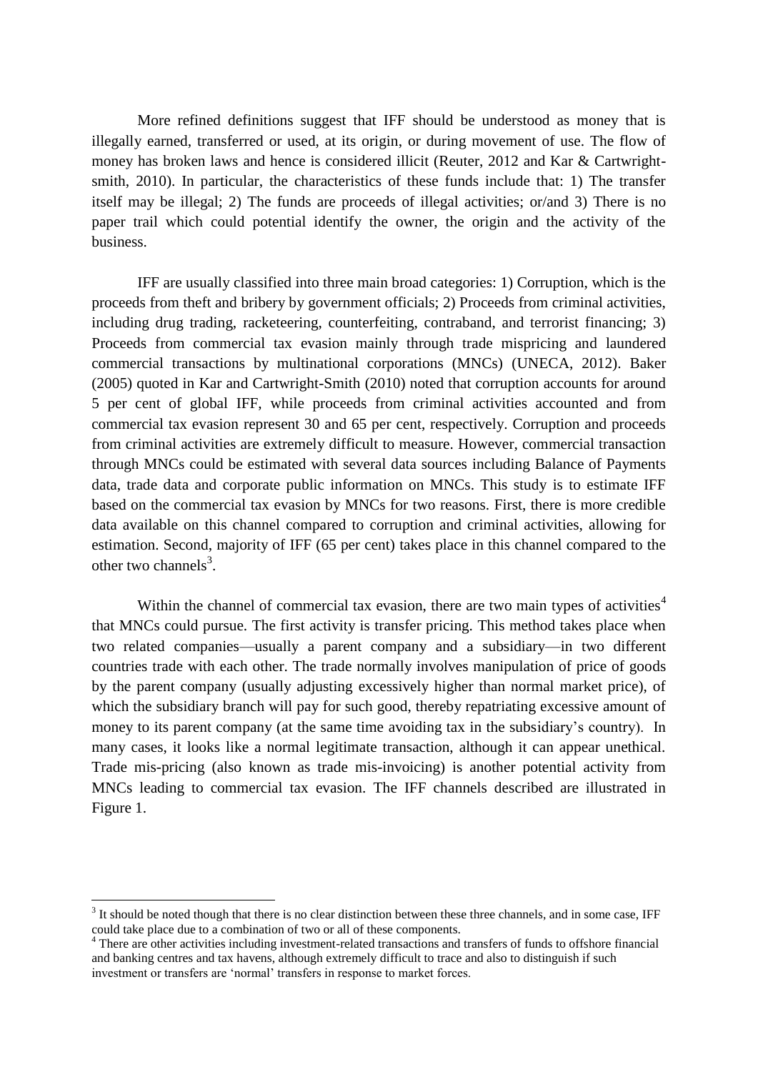More refined definitions suggest that IFF should be understood as money that is illegally earned, transferred or used, at its origin, or during movement of use. The flow of money has broken laws and hence is considered illicit (Reuter, 2012 and Kar & Cartwright-smith, 2010). In particular, the characteristics of these funds include that: 1) The transfer itself may be illegal; 2) The funds are proceeds of illegal activities; or/and 3) There is no paper trail which could potential identify the owner, the origin and the activity of the business.

IFF are usually classified into three main broad categories: 1) Corruption, which is the proceeds from theft and bribery by government officials; 2) Proceeds from criminal activities, including drug trading, racketeering, counterfeiting, contraband, and terrorist financing; 3) Proceeds from commercial tax evasion mainly through trade mispricing and laundered commercial transactions by multinational corporations (MNCs) (UNECA, 2012). Baker (2005) quoted in Kar and Cartwright-Smith (2010) noted that corruption accounts for around 5 per cent of global IFF, while proceeds from criminal activities accounted and from commercial tax evasion represent 30 and 65 per cent, respectively. Corruption and proceeds from criminal activities are extremely difficult to measure. However, commercial transaction through MNCs could be estimated with several data sources including Balance of Payments data, trade data and corporate public information on MNCs. This study is to estimate IFF based on the commercial tax evasion by MNCs for two reasons. First, there is more credible data available on this channel compared to corruption and criminal activities, allowing for estimation. Second, majority of IFF (65 per cent) takes place in this channel compared to the other two channels[3].

Within the channel of commercial tax evasion, there are two main types of activities[4] that MNCs could pursue. The first activity is transfer pricing. This method takes place when two related companies—usually a parent company and a subsidiary—in two different countries trade with each other. The trade normally involves manipulation of price of goods by the parent company (usually adjusting excessively higher than normal market price), of which the subsidiary branch will pay for such good, thereby repatriating excessive amount of money to its parent company (at the same time avoiding tax in the subsidiary's country). In many cases, it looks like a normal legitimate transaction, although it can appear unethical. Trade mis-pricing (also known as trade mis-invoicing) is another potential activity from MNCs leading to commercial tax evasion. The IFF channels described are illustrated in Figure 1.

---

[3] It should be noted though that there is no clear distinction between these three channels, and in some case, IFF could take place due to a combination of two or all of these components.

[4] There are other activities including investment-related transactions and transfers of funds to offshore financial and banking centres and tax havens, although extremely difficult to trace and also to distinguish if such investment or transfers are 'normal' transfers in response to market forces.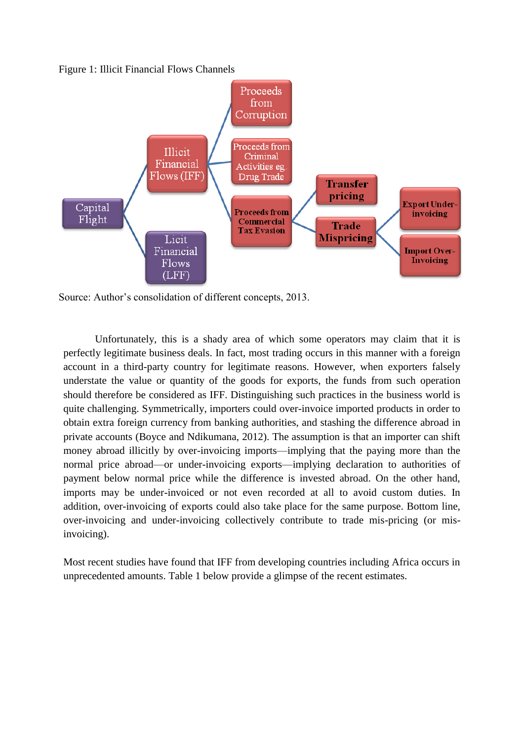Figure 1: Illicit Financial Flows Channels

Source: Author's consolidation of different concepts, 2013.

Unfortunately, this is a shady area of which some operators may claim that it is perfectly legitimate business deals. In fact, most trading occurs in this manner with a foreign account in a third-party country for legitimate reasons. However, when exporters falsely understate the value or quantity of the goods for exports, the funds from such operation should therefore be considered as IFF. Distinguishing such practices in the business world is quite challenging. Symmetrically, importers could over-invoice imported products in order to obtain extra foreign currency from banking authorities, and stashing the difference abroad in private accounts (Boyce and Ndikumana, 2012). The assumption is that an importer can shift money abroad illicitly by over-invoicing imports—implying that the paying more than the normal price abroad—or under-invoicing exports—implying declaration to authorities of payment below normal price while the difference is invested abroad. On the other hand, imports may be under-invoiced or not even recorded at all to avoid custom duties. In addition, over-invoicing of exports could also take place for the same purpose. Bottom line, over-invoicing and under-invoicing collectively contribute to trade mis-pricing (or mis-invoicing).

Most recent studies have found that IFF from developing countries including Africa occurs in unprecedented amounts. Table 1 below provide a glimpse of the recent estimates.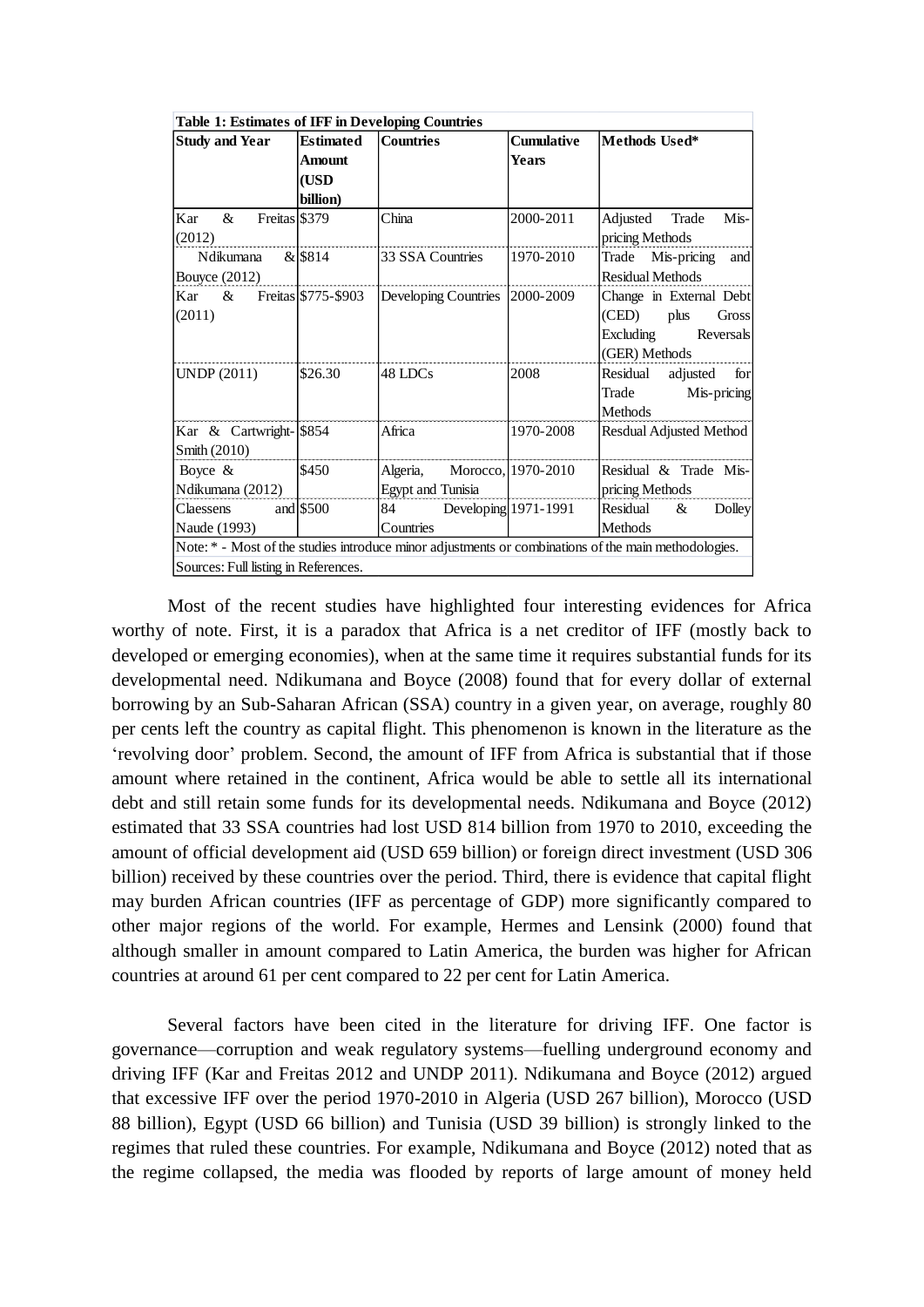**Table 1: Estimates of IFF in Developing Countries**

| Study and Year | Estimated Amount (USD billion) | Countries | Cumulative Years | Methods Used* |
|---|---|---|---|---|
| Kar & Freitas (2012) | $379 | China | 2000-2011 | Adjusted Trade Mis-pricing Methods |
| Ndikumana & Bouyce (2012) | $814 | 33 SSA Countries | 1970-2010 | Trade Mis-pricing and Residual Methods |
| Kar & Freitas (2011) | $775-$903 | Developing Countries | 2000-2009 | Change in External Debt (CED) plus Gross Excluding Reversals (GER) Methods |
| UNDP (2011) | $26.30 | 48 LDCs | 2008 | Residual adjusted for Trade Mis-pricing Methods |
| Kar & Cartwright-Smith (2010) | $854 | Africa | 1970-2008 | Resdual Adjusted Method |
| Boyce & Ndikumana (2012) | $450 | Algeria, Morocco, Egypt and Tunisia | 1970-2010 | Residual & Trade Mis-pricing Methods |
| Claessens and Naude (1993) | $500 | 84 Developing Countries | 1971-1991 | Residual & Dolley Methods |

Note: * - Most of the studies introduce minor adjustments or combinations of the main methodologies.

Sources: Full listing in References.

Most of the recent studies have highlighted four interesting evidences for Africa worthy of note. First, it is a paradox that Africa is a net creditor of IFF (mostly back to developed or emerging economies), when at the same time it requires substantial funds for its developmental need. Ndikumana and Boyce (2008) found that for every dollar of external borrowing by an Sub-Saharan African (SSA) country in a given year, on average, roughly 80 per cents left the country as capital flight. This phenomenon is known in the literature as the 'revolving door' problem. Second, the amount of IFF from Africa is substantial that if those amount where retained in the continent, Africa would be able to settle all its international debt and still retain some funds for its developmental needs. Ndikumana and Boyce (2012) estimated that 33 SSA countries had lost USD 814 billion from 1970 to 2010, exceeding the amount of official development aid (USD 659 billion) or foreign direct investment (USD 306 billion) received by these countries over the period. Third, there is evidence that capital flight may burden African countries (IFF as percentage of GDP) more significantly compared to other major regions of the world. For example, Hermes and Lensink (2000) found that although smaller in amount compared to Latin America, the burden was higher for African countries at around 61 per cent compared to 22 per cent for Latin America.

Several factors have been cited in the literature for driving IFF. One factor is governance—corruption and weak regulatory systems—fuelling underground economy and driving IFF (Kar and Freitas 2012 and UNDP 2011). Ndikumana and Boyce (2012) argued that excessive IFF over the period 1970-2010 in Algeria (USD 267 billion), Morocco (USD 88 billion), Egypt (USD 66 billion) and Tunisia (USD 39 billion) is strongly linked to the regimes that ruled these countries. For example, Ndikumana and Boyce (2012) noted that as the regime collapsed, the media was flooded by reports of large amount of money held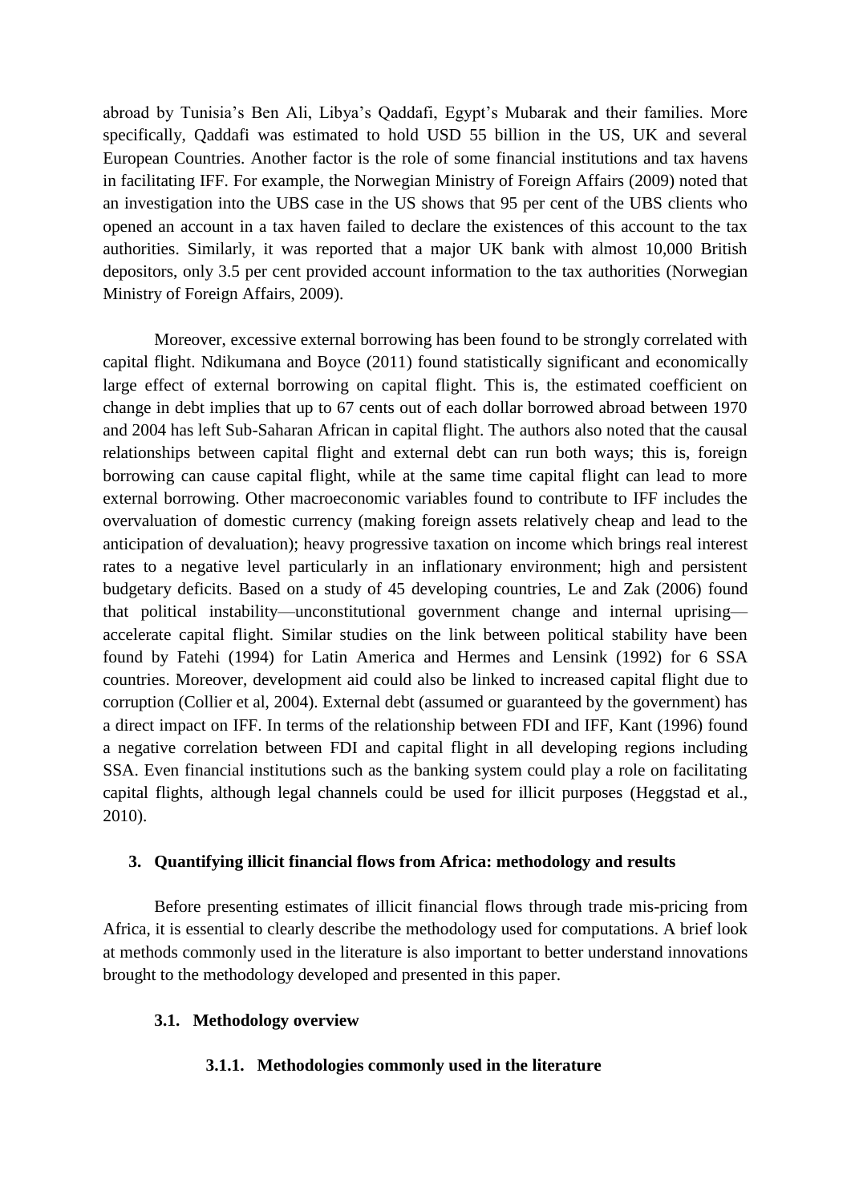abroad by Tunisia's Ben Ali, Libya's Qaddafi, Egypt's Mubarak and their families. More specifically, Qaddafi was estimated to hold USD 55 billion in the US, UK and several European Countries. Another factor is the role of some financial institutions and tax havens in facilitating IFF. For example, the Norwegian Ministry of Foreign Affairs (2009) noted that an investigation into the UBS case in the US shows that 95 per cent of the UBS clients who opened an account in a tax haven failed to declare the existences of this account to the tax authorities. Similarly, it was reported that a major UK bank with almost 10,000 British depositors, only 3.5 per cent provided account information to the tax authorities (Norwegian Ministry of Foreign Affairs, 2009).

Moreover, excessive external borrowing has been found to be strongly correlated with capital flight. Ndikumana and Boyce (2011) found statistically significant and economically large effect of external borrowing on capital flight. This is, the estimated coefficient on change in debt implies that up to 67 cents out of each dollar borrowed abroad between 1970 and 2004 has left Sub-Saharan African in capital flight. The authors also noted that the causal relationships between capital flight and external debt can run both ways; this is, foreign borrowing can cause capital flight, while at the same time capital flight can lead to more external borrowing. Other macroeconomic variables found to contribute to IFF includes the overvaluation of domestic currency (making foreign assets relatively cheap and lead to the anticipation of devaluation); heavy progressive taxation on income which brings real interest rates to a negative level particularly in an inflationary environment; high and persistent budgetary deficits. Based on a study of 45 developing countries, Le and Zak (2006) found that political instability—unconstitutional government change and internal uprising—accelerate capital flight. Similar studies on the link between political stability have been found by Fatehi (1994) for Latin America and Hermes and Lensink (1992) for 6 SSA countries. Moreover, development aid could also be linked to increased capital flight due to corruption (Collier et al, 2004). External debt (assumed or guaranteed by the government) has a direct impact on IFF. In terms of the relationship between FDI and IFF, Kant (1996) found a negative correlation between FDI and capital flight in all developing regions including SSA. Even financial institutions such as the banking system could play a role on facilitating capital flights, although legal channels could be used for illicit purposes (Heggstad et al., 2010).

## 3. Quantifying illicit financial flows from Africa: methodology and results

Before presenting estimates of illicit financial flows through trade mis-pricing from Africa, it is essential to clearly describe the methodology used for computations. A brief look at methods commonly used in the literature is also important to better understand innovations brought to the methodology developed and presented in this paper.

### 3.1. Methodology overview

#### 3.1.1. Methodologies commonly used in the literature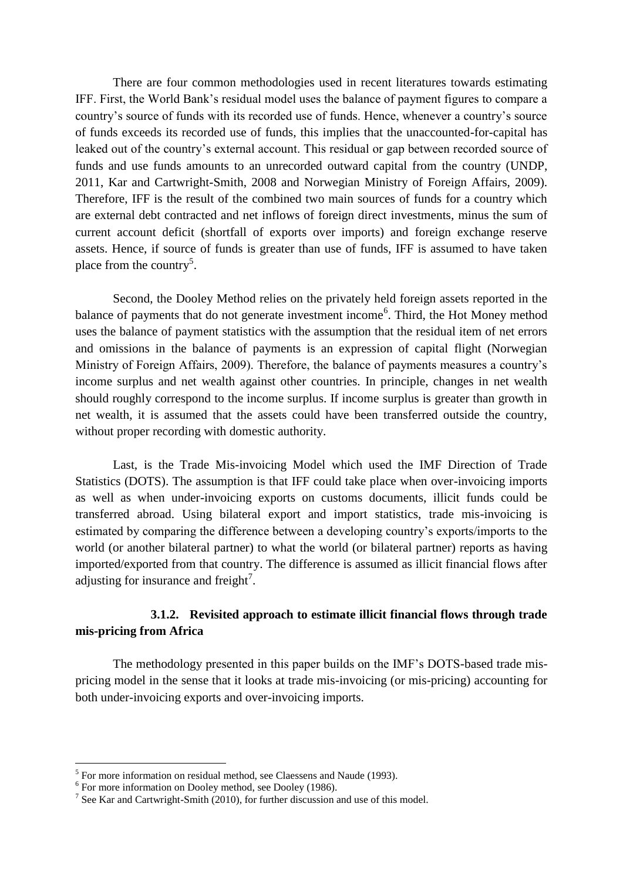There are four common methodologies used in recent literatures towards estimating IFF. First, the World Bank's residual model uses the balance of payment figures to compare a country's source of funds with its recorded use of funds. Hence, whenever a country's source of funds exceeds its recorded use of funds, this implies that the unaccounted-for-capital has leaked out of the country's external account. This residual or gap between recorded source of funds and use funds amounts to an unrecorded outward capital from the country (UNDP, 2011, Kar and Cartwright-Smith, 2008 and Norwegian Ministry of Foreign Affairs, 2009). Therefore, IFF is the result of the combined two main sources of funds for a country which are external debt contracted and net inflows of foreign direct investments, minus the sum of current account deficit (shortfall of exports over imports) and foreign exchange reserve assets. Hence, if source of funds is greater than use of funds, IFF is assumed to have taken place from the country[5].

Second, the Dooley Method relies on the privately held foreign assets reported in the balance of payments that do not generate investment income[6]. Third, the Hot Money method uses the balance of payment statistics with the assumption that the residual item of net errors and omissions in the balance of payments is an expression of capital flight (Norwegian Ministry of Foreign Affairs, 2009). Therefore, the balance of payments measures a country's income surplus and net wealth against other countries. In principle, changes in net wealth should roughly correspond to the income surplus. If income surplus is greater than growth in net wealth, it is assumed that the assets could have been transferred outside the country, without proper recording with domestic authority.

Last, is the Trade Mis-invoicing Model which used the IMF Direction of Trade Statistics (DOTS). The assumption is that IFF could take place when over-invoicing imports as well as when under-invoicing exports on customs documents, illicit funds could be transferred abroad. Using bilateral export and import statistics, trade mis-invoicing is estimated by comparing the difference between a developing country's exports/imports to the world (or another bilateral partner) to what the world (or bilateral partner) reports as having imported/exported from that country. The difference is assumed as illicit financial flows after adjusting for insurance and freight[7].

### 3.1.2. Revisited approach to estimate illicit financial flows through trade mis-pricing from Africa

The methodology presented in this paper builds on the IMF's DOTS-based trade mis-pricing model in the sense that it looks at trade mis-invoicing (or mis-pricing) accounting for both under-invoicing exports and over-invoicing imports.

---

[5] For more information on residual method, see Claessens and Naude (1993).

[6] For more information on Dooley method, see Dooley (1986).

[7] See Kar and Cartwright-Smith (2010), for further discussion and use of this model.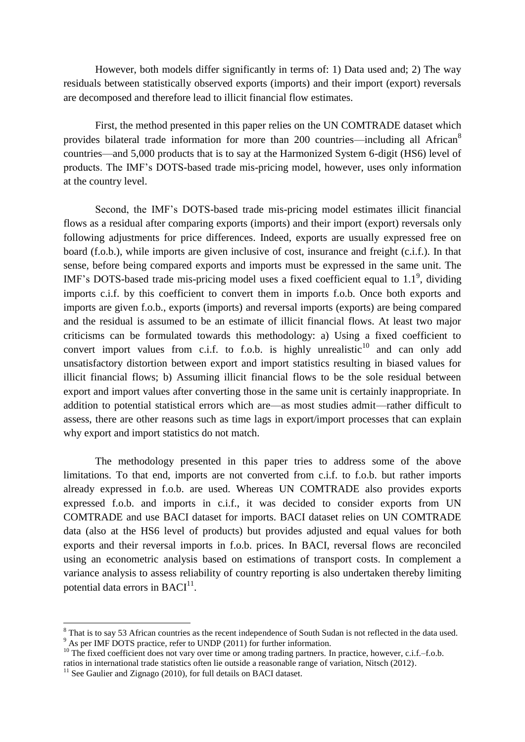However, both models differ significantly in terms of: 1) Data used and; 2) The way residuals between statistically observed exports (imports) and their import (export) reversals are decomposed and therefore lead to illicit financial flow estimates.

First, the method presented in this paper relies on the UN COMTRADE dataset which provides bilateral trade information for more than 200 countries—including all African[8] countries—and 5,000 products that is to say at the Harmonized System 6-digit (HS6) level of products. The IMF's DOTS-based trade mis-pricing model, however, uses only information at the country level.

Second, the IMF's DOTS-based trade mis-pricing model estimates illicit financial flows as a residual after comparing exports (imports) and their import (export) reversals only following adjustments for price differences. Indeed, exports are usually expressed free on board (f.o.b.), while imports are given inclusive of cost, insurance and freight (c.i.f.). In that sense, before being compared exports and imports must be expressed in the same unit. The IMF's DOTS-based trade mis-pricing model uses a fixed coefficient equal to 1.1[9], dividing imports c.i.f. by this coefficient to convert them in imports f.o.b. Once both exports and imports are given f.o.b., exports (imports) and reversal imports (exports) are being compared and the residual is assumed to be an estimate of illicit financial flows. At least two major criticisms can be formulated towards this methodology: a) Using a fixed coefficient to convert import values from c.i.f. to f.o.b. is highly unrealistic[10] and can only add unsatisfactory distortion between export and import statistics resulting in biased values for illicit financial flows; b) Assuming illicit financial flows to be the sole residual between export and import values after converting those in the same unit is certainly inappropriate. In addition to potential statistical errors which are—as most studies admit—rather difficult to assess, there are other reasons such as time lags in export/import processes that can explain why export and import statistics do not match.

The methodology presented in this paper tries to address some of the above limitations. To that end, imports are not converted from c.i.f. to f.o.b. but rather imports already expressed in f.o.b. are used. Whereas UN COMTRADE also provides exports expressed f.o.b. and imports in c.i.f., it was decided to consider exports from UN COMTRADE and use BACI dataset for imports. BACI dataset relies on UN COMTRADE data (also at the HS6 level of products) but provides adjusted and equal values for both exports and their reversal imports in f.o.b. prices. In BACI, reversal flows are reconciled using an econometric analysis based on estimations of transport costs. In complement a variance analysis to assess reliability of country reporting is also undertaken thereby limiting potential data errors in BACI[11].

---

[8] That is to say 53 African countries as the recent independence of South Sudan is not reflected in the data used.

[9] As per IMF DOTS practice, refer to UNDP (2011) for further information.

[10] The fixed coefficient does not vary over time or among trading partners. In practice, however, c.i.f.–f.o.b. ratios in international trade statistics often lie outside a reasonable range of variation, Nitsch (2012).

[11] See Gaulier and Zignago (2010), for full details on BACI dataset.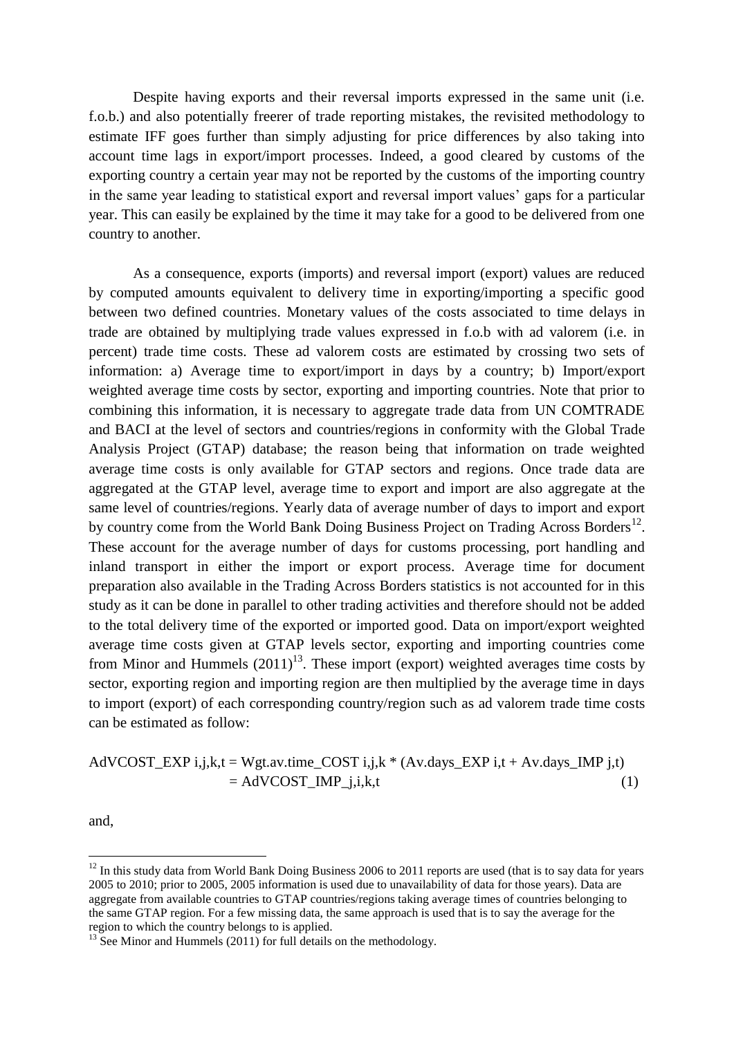Despite having exports and their reversal imports expressed in the same unit (i.e. f.o.b.) and also potentially freerer of trade reporting mistakes, the revisited methodology to estimate IFF goes further than simply adjusting for price differences by also taking into account time lags in export/import processes. Indeed, a good cleared by customs of the exporting country a certain year may not be reported by the customs of the importing country in the same year leading to statistical export and reversal import values' gaps for a particular year. This can easily be explained by the time it may take for a good to be delivered from one country to another.

As a consequence, exports (imports) and reversal import (export) values are reduced by computed amounts equivalent to delivery time in exporting/importing a specific good between two defined countries. Monetary values of the costs associated to time delays in trade are obtained by multiplying trade values expressed in f.o.b with ad valorem (i.e. in percent) trade time costs. These ad valorem costs are estimated by crossing two sets of information: a) Average time to export/import in days by a country; b) Import/export weighted average time costs by sector, exporting and importing countries. Note that prior to combining this information, it is necessary to aggregate trade data from UN COMTRADE and BACI at the level of sectors and countries/regions in conformity with the Global Trade Analysis Project (GTAP) database; the reason being that information on trade weighted average time costs is only available for GTAP sectors and regions. Once trade data are aggregated at the GTAP level, average time to export and import are also aggregate at the same level of countries/regions. Yearly data of average number of days to import and export by country come from the World Bank Doing Business Project on Trading Across Borders[12]. These account for the average number of days for customs processing, port handling and inland transport in either the import or export process. Average time for document preparation also available in the Trading Across Borders statistics is not accounted for in this study as it can be done in parallel to other trading activities and therefore should not be added to the total delivery time of the exported or imported good. Data on import/export weighted average time costs given at GTAP levels sector, exporting and importing countries come from Minor and Hummels (2011)[13]. These import (export) weighted averages time costs by sector, exporting region and importing region are then multiplied by the average time in days to import (export) of each corresponding country/region such as ad valorem trade time costs can be estimated as follow:

$$AdVCOST\_EXP_{i,j,k,t} = Wgt.av.time\_COST_{i,j,k} * (Av.days\_EXP_{i,t} + Av.days\_IMP_{j,t}) = AdVCOST\_IMP_{j,i,k,t} \quad (1)$$

and,

[12] In this study data from World Bank Doing Business 2006 to 2011 reports are used (that is to say data for years 2005 to 2010; prior to 2005, 2005 information is used due to unavailability of data for those years). Data are aggregate from available countries to GTAP countries/regions taking average times of countries belonging to the same GTAP region. For a few missing data, the same approach is used that is to say the average for the region to which the country belongs to is applied.

[13] See Minor and Hummels (2011) for full details on the methodology.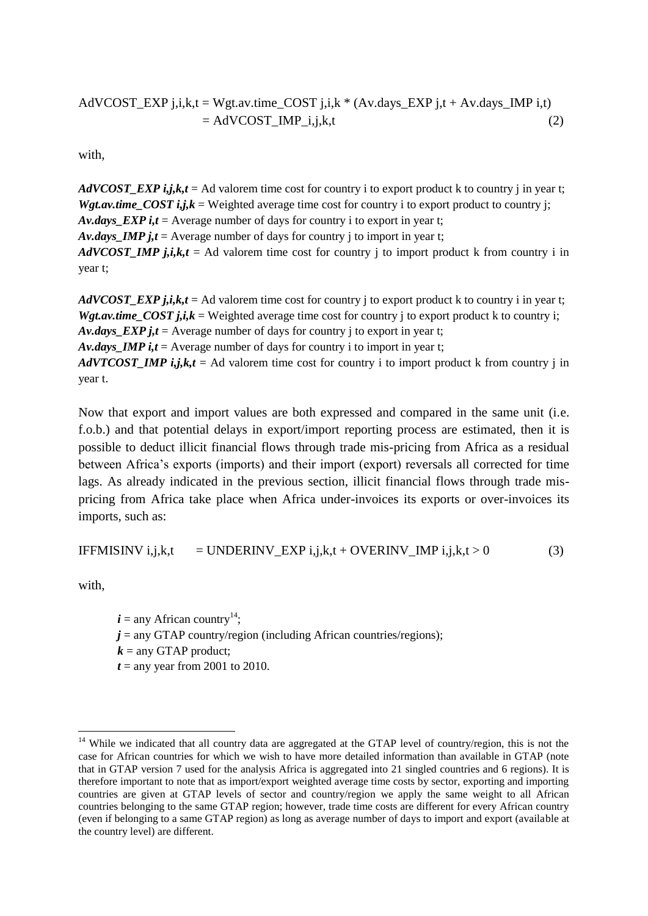$$\text{AdVCOST\_EXP}_{j,i,k,t} = \text{Wgt.av.time\_COST}_{j,i,k} * (\text{Av.days\_EXP}_{j,t} + \text{Av.days\_IMP}_{i,t}) = \text{AdVCOST\_IMP}_{i,j,k,t} \tag{2}$$

with,

***AdVCOST_EXP i,j,k,t*** = Ad valorem time cost for country i to export product k to country j in year t;
***Wgt.av.time_COST i,j,k*** = Weighted average time cost for country i to export product to country j;
***Av.days_EXP i,t*** = Average number of days for country i to export in year t;
***Av.days_IMP j,t*** = Average number of days for country j to import in year t;
***AdVCOST_IMP j,i,k,t*** = Ad valorem time cost for country j to import product k from country i in year t;

***AdVCOST_EXP j,i,k,t*** = Ad valorem time cost for country j to export product k to country i in year t;
***Wgt.av.time_COST j,i,k*** = Weighted average time cost for country j to export product k to country i;
***Av.days_EXP j,t*** = Average number of days for country j to export in year t;
***Av.days_IMP i,t*** = Average number of days for country i to import in year t;
***AdVTCOST_IMP i,j,k,t*** = Ad valorem time cost for country i to import product k from country j in year t.

Now that export and import values are both expressed and compared in the same unit (i.e. f.o.b.) and that potential delays in export/import reporting process are estimated, then it is possible to deduct illicit financial flows through trade mis-pricing from Africa as a residual between Africa's exports (imports) and their import (export) reversals all corrected for time lags. As already indicated in the previous section, illicit financial flows through trade mis-pricing from Africa take place when Africa under-invoices its exports or over-invoices its imports, such as:

$$\text{IFFMISINV}_{i,j,k,t} = \text{UNDERINV\_EXP}_{i,j,k,t} + \text{OVERINV\_IMP}_{i,j,k,t} > 0 \tag{3}$$

with,

- ***i*** = any African country[14];
- ***j*** = any GTAP country/region (including African countries/regions);
- ***k*** = any GTAP product;
- ***t*** = any year from 2001 to 2010.

[14] While we indicated that all country data are aggregated at the GTAP level of country/region, this is not the case for African countries for which we wish to have more detailed information than available in GTAP (note that in GTAP version 7 used for the analysis Africa is aggregated into 21 singled countries and 6 regions). It is therefore important to note that as import/export weighted average time costs by sector, exporting and importing countries are given at GTAP levels of sector and country/region we apply the same weight to all African countries belonging to the same GTAP region; however, trade time costs are different for every African country (even if belonging to a same GTAP region) as long as average number of days to import and export (available at the country level) are different.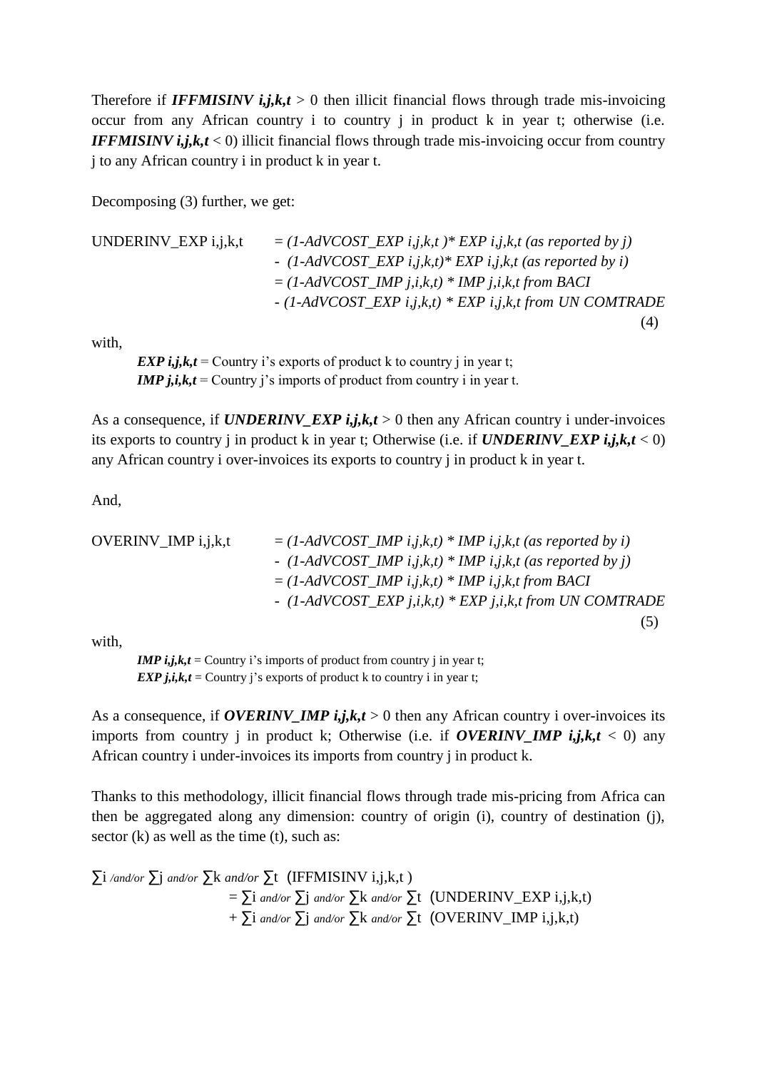Therefore if $\textbf{\textit{IFFMISINV}}_{i,j,k,t} > 0$ then illicit financial flows through trade mis-invoicing occur from any African country i to country j in product k in year t; otherwise (i.e. $\textbf{\textit{IFFMISINV}}_{i,j,k,t} < 0$) illicit financial flows through trade mis-invoicing occur from country j to any African country i in product k in year t.

Decomposing (3) further, we get:

$$
\begin{aligned}
\text{UNDERINV\_EXP}_{i,j,k,t} &= (1\text{-AdVCOST\_EXP}_{i,j,k,t}) * \text{EXP}_{i,j,k,t} \text{ (as reported by j)} \\
&\quad - (1\text{-AdVCOST\_EXP}_{i,j,k,t}) * \text{EXP}_{i,j,k,t} \text{ (as reported by i)} \\
&= (1\text{-AdVCOST\_IMP}_{j,i,k,t}) * \text{IMP}_{j,i,k,t} \text{ from BACI} \\
&\quad - (1\text{-AdVCOST\_EXP}_{i,j,k,t}) * \text{EXP}_{i,j,k,t} \text{ from UN COMTRADE}
\end{aligned} \tag{4}
$$

with,

> $\textbf{\textit{EXP}}_{i,j,k,t}$ = Country i's exports of product k to country j in year t;
> $\textbf{\textit{IMP}}_{j,i,k,t}$ = Country j's imports of product from country i in year t.

As a consequence, if $\textbf{\textit{UNDERINV\_EXP}}_{i,j,k,t} > 0$ then any African country i under-invoices its exports to country j in product k in year t; Otherwise (i.e. if $\textbf{\textit{UNDERINV\_EXP}}_{i,j,k,t} < 0$) any African country i over-invoices its exports to country j in product k in year t.

And,

$$
\begin{aligned}
\text{OVERINV\_IMP}_{i,j,k,t} &= (1\text{-AdVCOST\_IMP}_{i,j,k,t}) * \text{IMP}_{i,j,k,t} \text{ (as reported by i)} \\
&\quad - (1\text{-AdVCOST\_IMP}_{i,j,k,t}) * \text{IMP}_{i,j,k,t} \text{ (as reported by j)} \\
&= (1\text{-AdVCOST\_IMP}_{i,j,k,t}) * \text{IMP}_{i,j,k,t} \text{ from BACI} \\
&\quad - (1\text{-AdVCOST\_EXP}_{j,i,k,t}) * \text{EXP}_{j,i,k,t} \text{ from UN COMTRADE}
\end{aligned} \tag{5}
$$

with,

> $\textbf{\textit{IMP}}_{i,j,k,t}$ = Country i's imports of product from country j in year t;
> $\textbf{\textit{EXP}}_{j,i,k,t}$ = Country j's exports of product k to country i in year t;

As a consequence, if $\textbf{\textit{OVERINV\_IMP}}_{i,j,k,t} > 0$ then any African country i over-invoices its imports from country j in product k; Otherwise (i.e. if $\textbf{\textit{OVERINV\_IMP}}_{i,j,k,t} < 0$) any African country i under-invoices its imports from country j in product k.

Thanks to this methodology, illicit financial flows through trade mis-pricing from Africa can then be aggregated along any dimension: country of origin (i), country of destination (j), sector (k) as well as the time (t), such as:

$$
\begin{aligned}
\sum_i \textit{/and/or} \sum_j \textit{and/or} \sum_k \textit{and/or} \sum_t \left(\text{IFFMISINV}_{i,j,k,t}\right) &= \sum_i \textit{and/or} \sum_j \textit{and/or} \sum_k \textit{and/or} \sum_t \left(\text{UNDERINV\_EXP}_{i,j,k,t}\right) \\
&\quad + \sum_i \textit{and/or} \sum_j \textit{and/or} \sum_k \textit{and/or} \sum_t \left(\text{OVERINV\_IMP}_{i,j,k,t}\right)
\end{aligned}
$$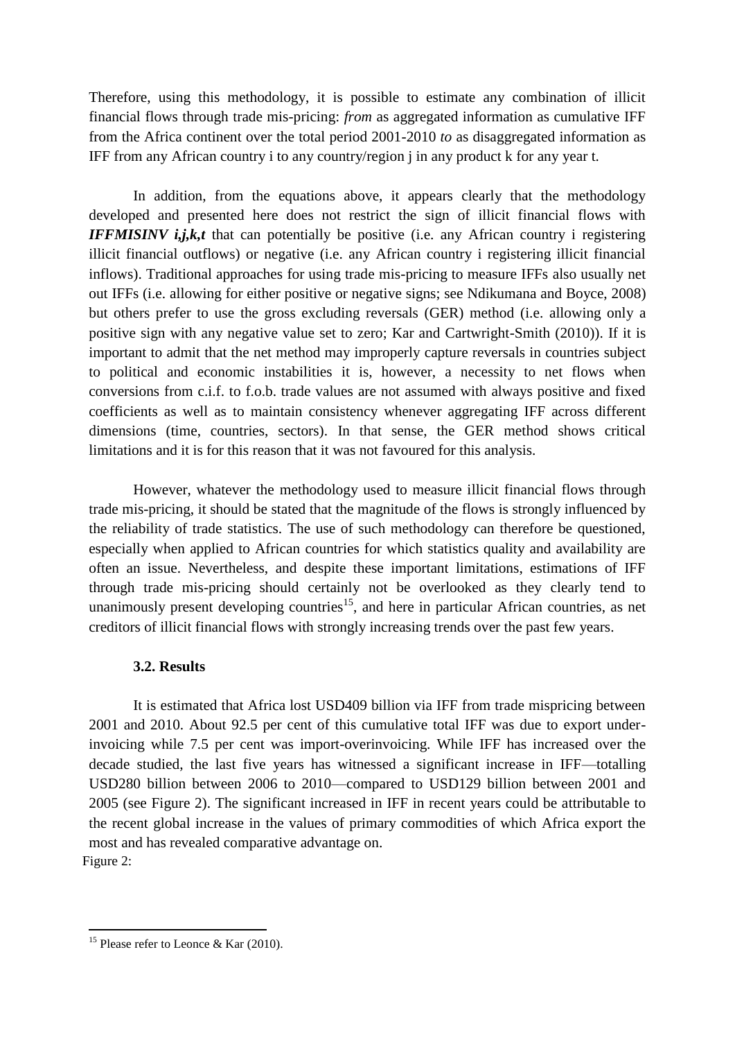Therefore, using this methodology, it is possible to estimate any combination of illicit financial flows through trade mis-pricing: *from* as aggregated information as cumulative IFF from the Africa continent over the total period 2001-2010 *to* as disaggregated information as IFF from any African country i to any country/region j in any product k for any year t.

In addition, from the equations above, it appears clearly that the methodology developed and presented here does not restrict the sign of illicit financial flows with $\textit{\textbf{IFFMISINV}}_{\textit{\textbf{i,j,k,t}}}$ that can potentially be positive (i.e. any African country i registering illicit financial outflows) or negative (i.e. any African country i registering illicit financial inflows). Traditional approaches for using trade mis-pricing to measure IFFs also usually net out IFFs (i.e. allowing for either positive or negative signs; see Ndikumana and Boyce, 2008) but others prefer to use the gross excluding reversals (GER) method (i.e. allowing only a positive sign with any negative value set to zero; Kar and Cartwright-Smith (2010)). If it is important to admit that the net method may improperly capture reversals in countries subject to political and economic instabilities it is, however, a necessity to net flows when conversions from c.i.f. to f.o.b. trade values are not assumed with always positive and fixed coefficients as well as to maintain consistency whenever aggregating IFF across different dimensions (time, countries, sectors). In that sense, the GER method shows critical limitations and it is for this reason that it was not favoured for this analysis.

However, whatever the methodology used to measure illicit financial flows through trade mis-pricing, it should be stated that the magnitude of the flows is strongly influenced by the reliability of trade statistics. The use of such methodology can therefore be questioned, especially when applied to African countries for which statistics quality and availability are often an issue. Nevertheless, and despite these important limitations, estimations of IFF through trade mis-pricing should certainly not be overlooked as they clearly tend to unanimously present developing countries[15], and here in particular African countries, as net creditors of illicit financial flows with strongly increasing trends over the past few years.

### 3.2. Results

It is estimated that Africa lost USD409 billion via IFF from trade mispricing between 2001 and 2010. About 92.5 per cent of this cumulative total IFF was due to export under-invoicing while 7.5 per cent was import-overinvoicing. While IFF has increased over the decade studied, the last five years has witnessed a significant increase in IFF—totalling USD280 billion between 2006 to 2010—compared to USD129 billion between 2001 and 2005 (see Figure 2). The significant increased in IFF in recent years could be attributable to the recent global increase in the values of primary commodities of which Africa export the most and has revealed comparative advantage on.

Figure 2:

[15] Please refer to Leonce & Kar (2010).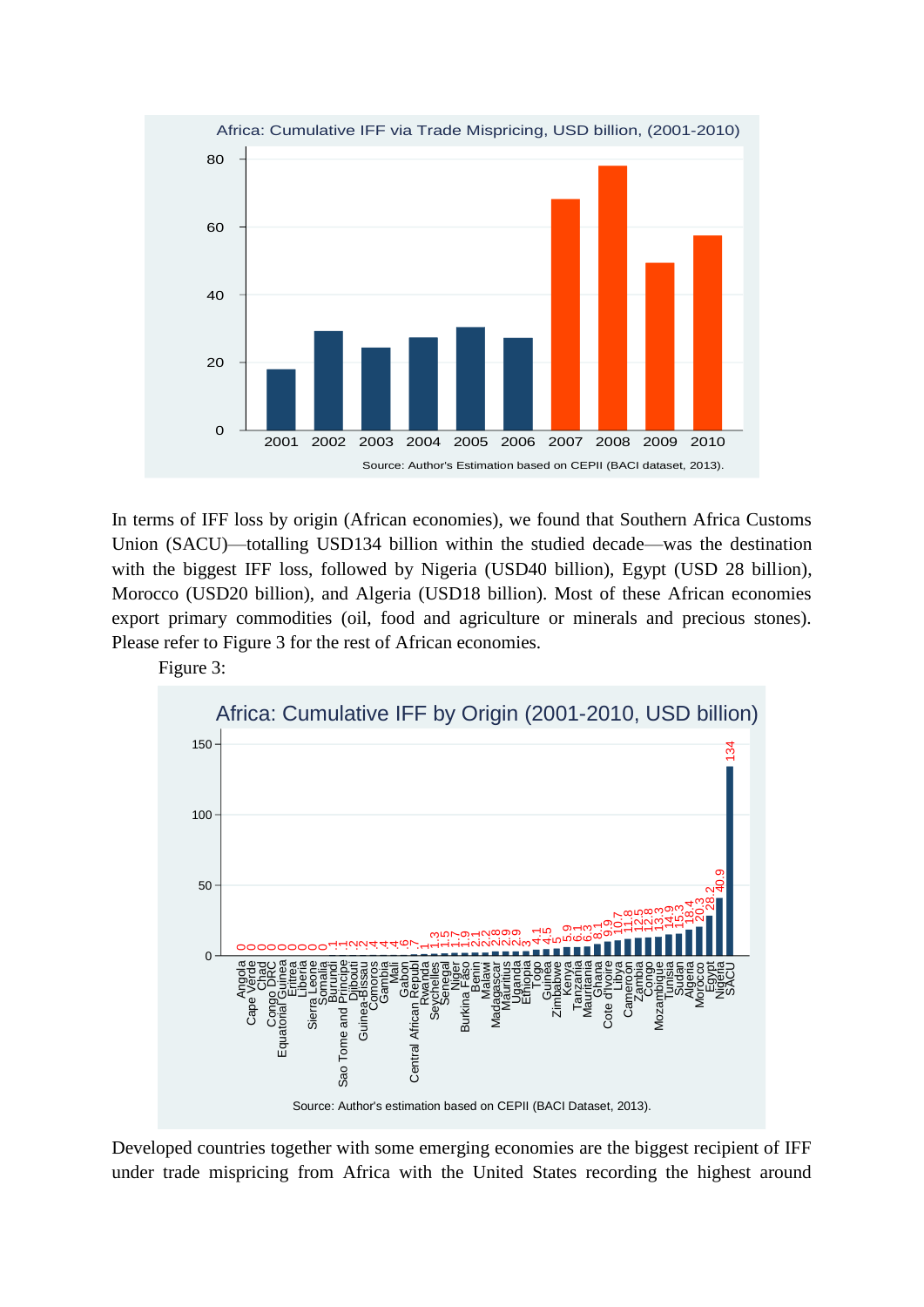In terms of IFF loss by origin (African economies), we found that Southern Africa Customs Union (SACU)—totalling USD134 billion within the studied decade—was the destination with the biggest IFF loss, followed by Nigeria (USD40 billion), Egypt (USD 28 billion), Morocco (USD20 billion), and Algeria (USD18 billion). Most of these African economies export primary commodities (oil, food and agriculture or minerals and precious stones). Please refer to Figure 3 for the rest of African economies.

Figure 3:

Developed countries together with some emerging economies are the biggest recipient of IFF under trade mispricing from Africa with the United States recording the highest around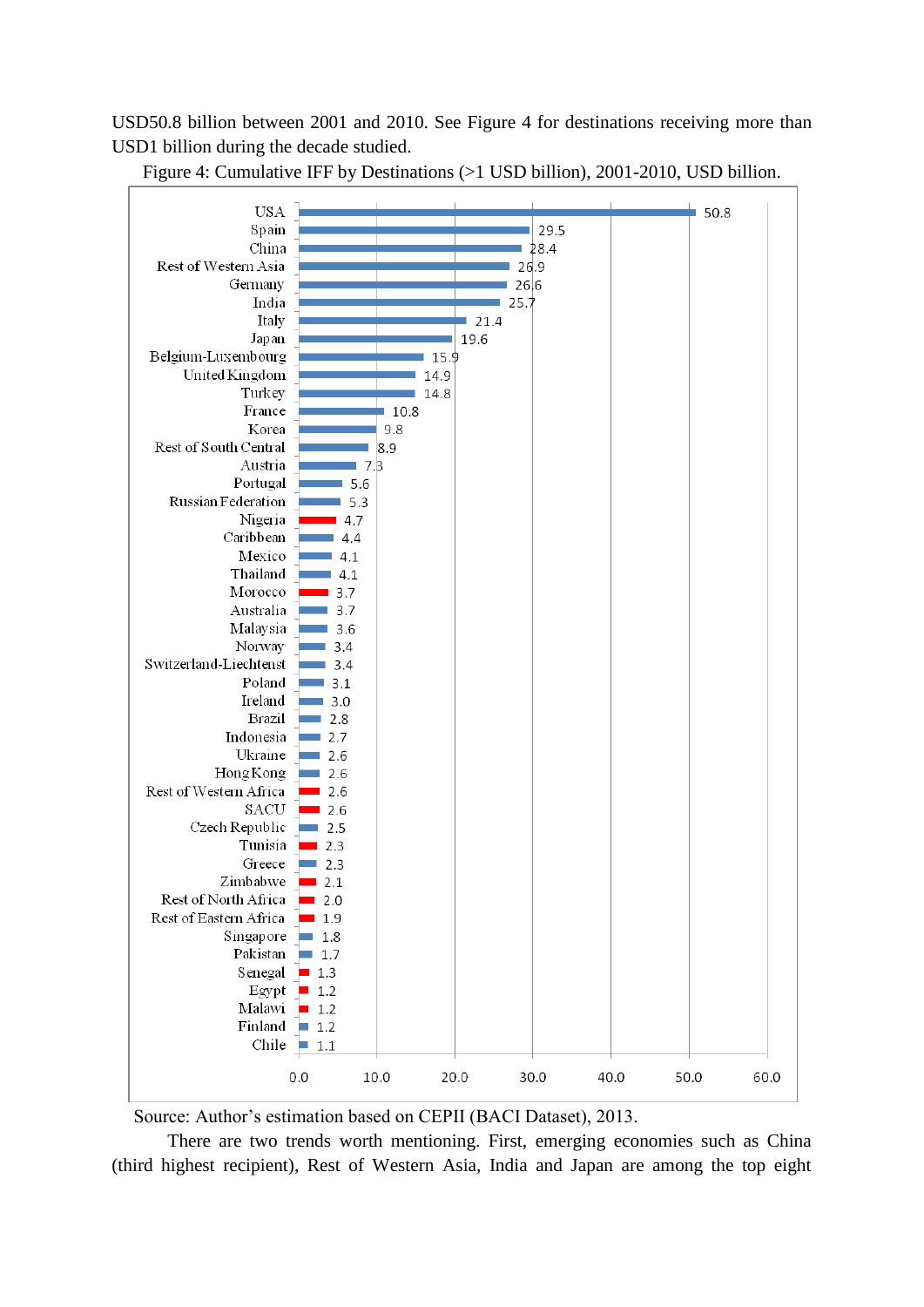USD50.8 billion between 2001 and 2010. See Figure 4 for destinations receiving more than USD1 billion during the decade studied.

Figure 4: Cumulative IFF by Destinations (>1 USD billion), 2001-2010, USD billion.

| Destination | USD billion |
|---|---|
| USA | 50.8 |
| Spain | 29.5 |
| China | 28.4 |
| Rest of Western Asia | 26.9 |
| Germany | 26.6 |
| India | 25.7 |
| Italy | 21.4 |
| Japan | 19.6 |
| Belgium-Luxembourg | 15.9 |
| United Kingdom | 14.9 |
| Turkey | 14.8 |
| France | 10.8 |
| Korea | 9.8 |
| Rest of South Central | 8.9 |
| Austria | 7.3 |
| Portugal | 5.6 |
| Russian Federation | 5.3 |
| Nigeria | 4.7 |
| Caribbean | 4.4 |
| Mexico | 4.1 |
| Thailand | 4.1 |
| Morocco | 3.7 |
| Australia | 3.7 |
| Malaysia | 3.6 |
| Norway | 3.4 |
| Switzerland-Liechtenst | 3.4 |
| Poland | 3.1 |
| Ireland | 3.0 |
| Brazil | 2.8 |
| Indonesia | 2.7 |
| Ukraine | 2.6 |
| Hong Kong | 2.6 |
| Rest of Western Africa | 2.6 |
| SACU | 2.6 |
| Czech Republic | 2.5 |
| Tunisia | 2.3 |
| Greece | 2.3 |
| Zimbabwe | 2.1 |
| Rest of North Africa | 2.0 |
| Rest of Eastern Africa | 1.9 |
| Singapore | 1.8 |
| Pakistan | 1.7 |
| Senegal | 1.3 |
| Egypt | 1.2 |
| Malawi | 1.2 |
| Finland | 1.2 |
| Chile | 1.1 |

Source: Author's estimation based on CEPII (BACI Dataset), 2013.

There are two trends worth mentioning. First, emerging economies such as China (third highest recipient), Rest of Western Asia, India and Japan are among the top eight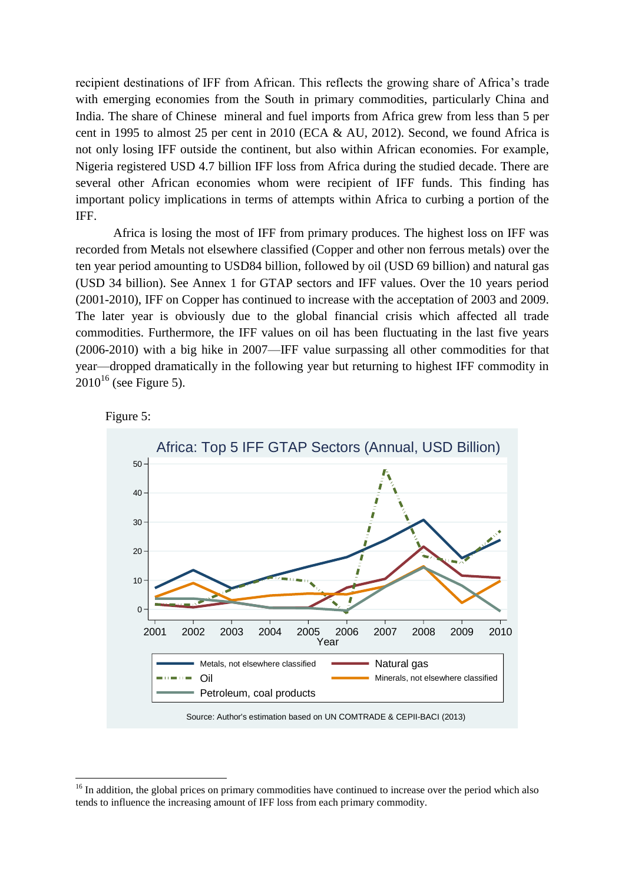recipient destinations of IFF from African. This reflects the growing share of Africa's trade with emerging economies from the South in primary commodities, particularly China and India. The share of Chinese mineral and fuel imports from Africa grew from less than 5 per cent in 1995 to almost 25 per cent in 2010 (ECA & AU, 2012). Second, we found Africa is not only losing IFF outside the continent, but also within African economies. For example, Nigeria registered USD 4.7 billion IFF loss from Africa during the studied decade. There are several other African economies whom were recipient of IFF funds. This finding has important policy implications in terms of attempts within Africa to curbing a portion of the IFF.

Africa is losing the most of IFF from primary produces. The highest loss on IFF was recorded from Metals not elsewhere classified (Copper and other non ferrous metals) over the ten year period amounting to USD84 billion, followed by oil (USD 69 billion) and natural gas (USD 34 billion). See Annex 1 for GTAP sectors and IFF values. Over the 10 years period (2001-2010), IFF on Copper has continued to increase with the acceptation of 2003 and 2009. The later year is obviously due to the global financial crisis which affected all trade commodities. Furthermore, the IFF values on oil has been fluctuating in the last five years (2006-2010) with a big hike in 2007—IFF value surpassing all other commodities for that year—dropped dramatically in the following year but returning to highest IFF commodity in 2010[16] (see Figure 5).

Figure 5:

Africa: Top 5 IFF GTAP Sectors (Annual, USD Billion)

Source: Author's estimation based on UN COMTRADE & CEPII-BACI (2013)

[16] In addition, the global prices on primary commodities have continued to increase over the period which also tends to influence the increasing amount of IFF loss from each primary commodity.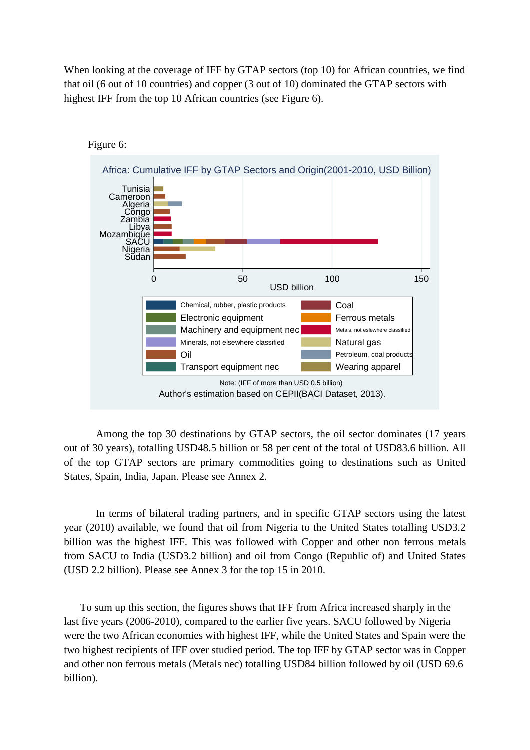When looking at the coverage of IFF by GTAP sectors (top 10) for African countries, we find that oil (6 out of 10 countries) and copper (3 out of 10) dominated the GTAP sectors with highest IFF from the top 10 African countries (see Figure 6).

Figure 6:

Africa: Cumulative IFF by GTAP Sectors and Origin(2001-2010, USD Billion)

Note: (IFF of more than USD 0.5 billion)

Author's estimation based on CEPII(BACI Dataset, 2013).

Among the top 30 destinations by GTAP sectors, the oil sector dominates (17 years out of 30 years), totalling USD48.5 billion or 58 per cent of the total of USD83.6 billion. All of the top GTAP sectors are primary commodities going to destinations such as United States, Spain, India, Japan. Please see Annex 2.

In terms of bilateral trading partners, and in specific GTAP sectors using the latest year (2010) available, we found that oil from Nigeria to the United States totalling USD3.2 billion was the highest IFF. This was followed with Copper and other non ferrous metals from SACU to India (USD3.2 billion) and oil from Congo (Republic of) and United States (USD 2.2 billion). Please see Annex 3 for the top 15 in 2010.

To sum up this section, the figures shows that IFF from Africa increased sharply in the last five years (2006-2010), compared to the earlier five years. SACU followed by Nigeria were the two African economies with highest IFF, while the United States and Spain were the two highest recipients of IFF over studied period. The top IFF by GTAP sector was in Copper and other non ferrous metals (Metals nec) totalling USD84 billion followed by oil (USD 69.6 billion).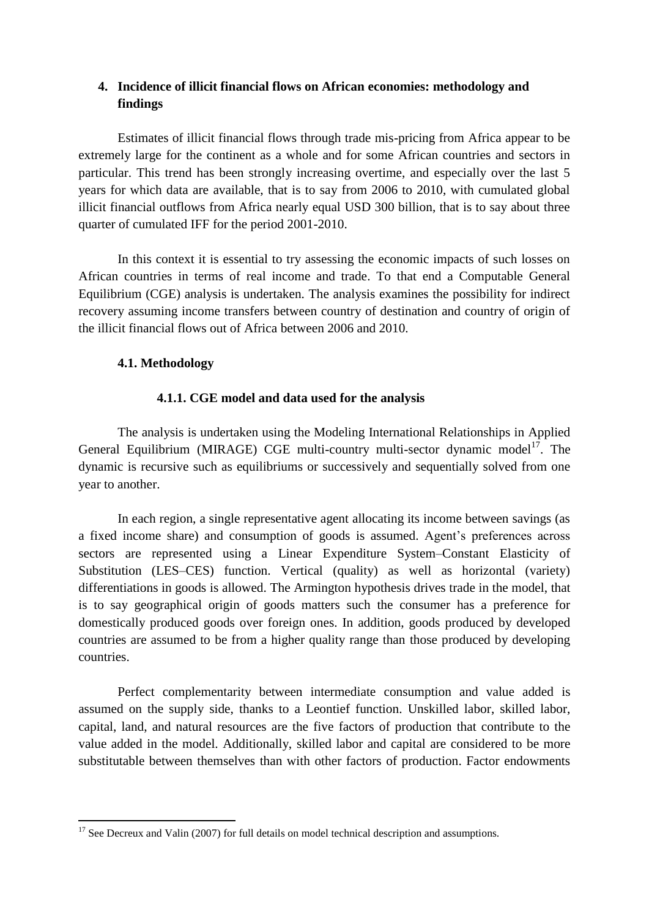## 4. Incidence of illicit financial flows on African economies: methodology and findings

Estimates of illicit financial flows through trade mis-pricing from Africa appear to be extremely large for the continent as a whole and for some African countries and sectors in particular. This trend has been strongly increasing overtime, and especially over the last 5 years for which data are available, that is to say from 2006 to 2010, with cumulated global illicit financial outflows from Africa nearly equal USD 300 billion, that is to say about three quarter of cumulated IFF for the period 2001-2010.

In this context it is essential to try assessing the economic impacts of such losses on African countries in terms of real income and trade. To that end a Computable General Equilibrium (CGE) analysis is undertaken. The analysis examines the possibility for indirect recovery assuming income transfers between country of destination and country of origin of the illicit financial flows out of Africa between 2006 and 2010.

### 4.1. Methodology

#### 4.1.1. CGE model and data used for the analysis

The analysis is undertaken using the Modeling International Relationships in Applied General Equilibrium (MIRAGE) CGE multi-country multi-sector dynamic model[17]. The dynamic is recursive such as equilibriums or successively and sequentially solved from one year to another.

In each region, a single representative agent allocating its income between savings (as a fixed income share) and consumption of goods is assumed. Agent's preferences across sectors are represented using a Linear Expenditure System–Constant Elasticity of Substitution (LES–CES) function. Vertical (quality) as well as horizontal (variety) differentiations in goods is allowed. The Armington hypothesis drives trade in the model, that is to say geographical origin of goods matters such the consumer has a preference for domestically produced goods over foreign ones. In addition, goods produced by developed countries are assumed to be from a higher quality range than those produced by developing countries.

Perfect complementarity between intermediate consumption and value added is assumed on the supply side, thanks to a Leontief function. Unskilled labor, skilled labor, capital, land, and natural resources are the five factors of production that contribute to the value added in the model. Additionally, skilled labor and capital are considered to be more substitutable between themselves than with other factors of production. Factor endowments

---

[17] See Decreux and Valin (2007) for full details on model technical description and assumptions.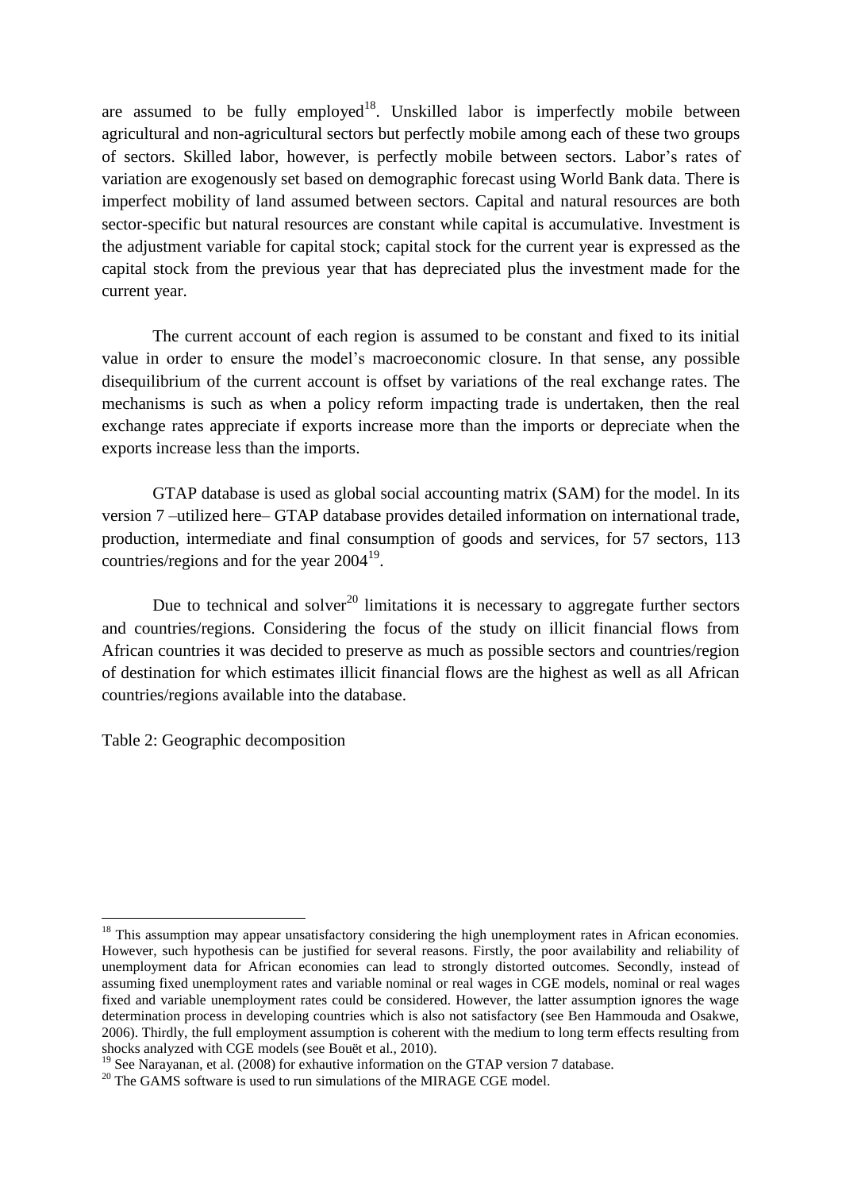are assumed to be fully employed[18]. Unskilled labor is imperfectly mobile between agricultural and non-agricultural sectors but perfectly mobile among each of these two groups of sectors. Skilled labor, however, is perfectly mobile between sectors. Labor's rates of variation are exogenously set based on demographic forecast using World Bank data. There is imperfect mobility of land assumed between sectors. Capital and natural resources are both sector-specific but natural resources are constant while capital is accumulative. Investment is the adjustment variable for capital stock; capital stock for the current year is expressed as the capital stock from the previous year that has depreciated plus the investment made for the current year.

The current account of each region is assumed to be constant and fixed to its initial value in order to ensure the model's macroeconomic closure. In that sense, any possible disequilibrium of the current account is offset by variations of the real exchange rates. The mechanisms is such as when a policy reform impacting trade is undertaken, then the real exchange rates appreciate if exports increase more than the imports or depreciate when the exports increase less than the imports.

GTAP database is used as global social accounting matrix (SAM) for the model. In its version 7 –utilized here– GTAP database provides detailed information on international trade, production, intermediate and final consumption of goods and services, for 57 sectors, 113 countries/regions and for the year 2004[19].

Due to technical and solver[20] limitations it is necessary to aggregate further sectors and countries/regions. Considering the focus of the study on illicit financial flows from African countries it was decided to preserve as much as possible sectors and countries/region of destination for which estimates illicit financial flows are the highest as well as all African countries/regions available into the database.

Table 2: Geographic decomposition

---

[18] This assumption may appear unsatisfactory considering the high unemployment rates in African economies. However, such hypothesis can be justified for several reasons. Firstly, the poor availability and reliability of unemployment data for African economies can lead to strongly distorted outcomes. Secondly, instead of assuming fixed unemployment rates and variable nominal or real wages in CGE models, nominal or real wages fixed and variable unemployment rates could be considered. However, the latter assumption ignores the wage determination process in developing countries which is also not satisfactory (see Ben Hammouda and Osakwe, 2006). Thirdly, the full employment assumption is coherent with the medium to long term effects resulting from shocks analyzed with CGE models (see Bouët et al., 2010).

[19] See Narayanan, et al. (2008) for exhautive information on the GTAP version 7 database.

[20] The GAMS software is used to run simulations of the MIRAGE CGE model.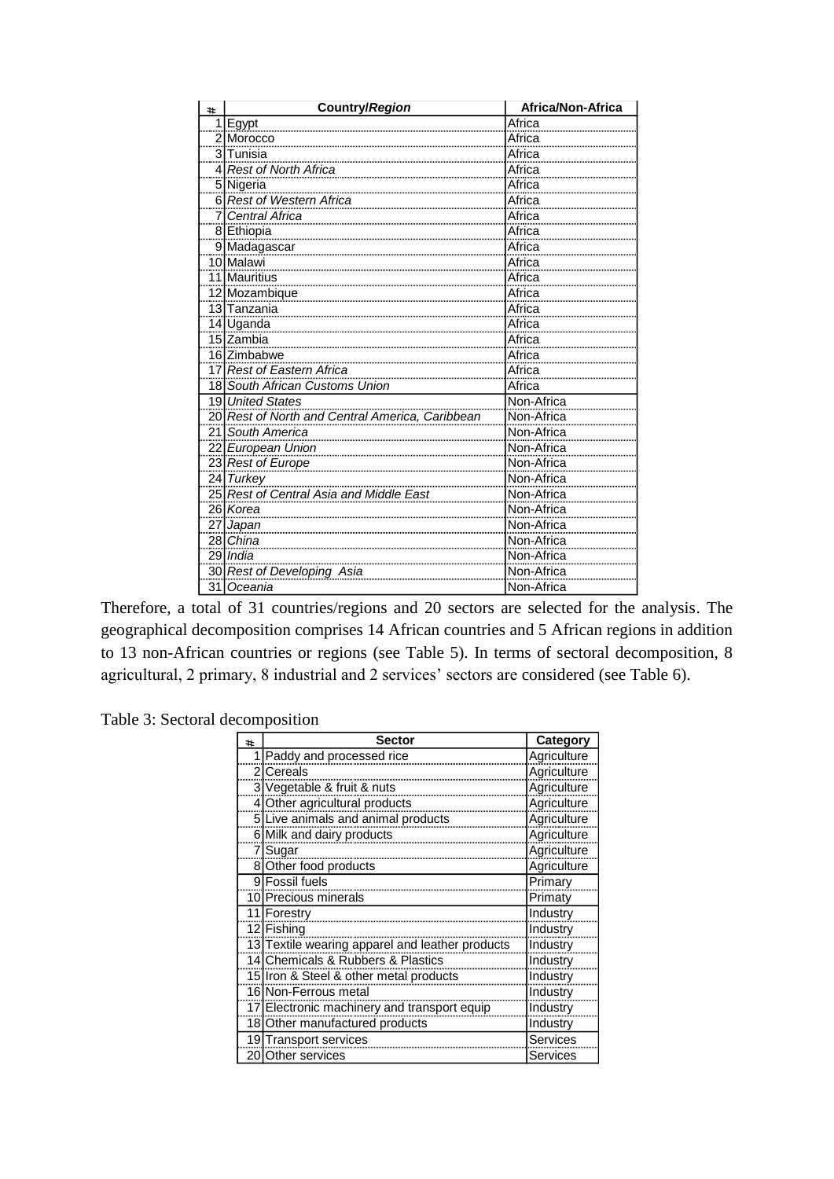| # | Country/*Region* | Africa/Non-Africa |
|---|---|---|
| 1 | Egypt | Africa |
| 2 | Morocco | Africa |
| 3 | Tunisia | Africa |
| 4 | *Rest of North Africa* | Africa |
| 5 | Nigeria | Africa |
| 6 | *Rest of Western Africa* | Africa |
| 7 | *Central Africa* | Africa |
| 8 | Ethiopia | Africa |
| 9 | Madagascar | Africa |
| 10 | Malawi | Africa |
| 11 | Mauritius | Africa |
| 12 | Mozambique | Africa |
| 13 | Tanzania | Africa |
| 14 | Uganda | Africa |
| 15 | Zambia | Africa |
| 16 | Zimbabwe | Africa |
| 17 | *Rest of Eastern Africa* | Africa |
| 18 | *South African Customs Union* | Africa |
| 19 | *United States* | Non-Africa |
| 20 | *Rest of North and Central America, Caribbean* | Non-Africa |
| 21 | *South America* | Non-Africa |
| 22 | *European Union* | Non-Africa |
| 23 | *Rest of Europe* | Non-Africa |
| 24 | *Turkey* | Non-Africa |
| 25 | *Rest of Central Asia and Middle East* | Non-Africa |
| 26 | *Korea* | Non-Africa |
| 27 | *Japan* | Non-Africa |
| 28 | *China* | Non-Africa |
| 29 | *India* | Non-Africa |
| 30 | *Rest of Developing Asia* | Non-Africa |
| 31 | *Oceania* | Non-Africa |

Therefore, a total of 31 countries/regions and 20 sectors are selected for the analysis. The geographical decomposition comprises 14 African countries and 5 African regions in addition to 13 non-African countries or regions (see Table 5). In terms of sectoral decomposition, 8 agricultural, 2 primary, 8 industrial and 2 services' sectors are considered (see Table 6).

Table 3: Sectoral decomposition

| # | Sector | Category |
|---|---|---|
| 1 | Paddy and processed rice | Agriculture |
| 2 | Cereals | Agriculture |
| 3 | Vegetable & fruit & nuts | Agriculture |
| 4 | Other agricultural products | Agriculture |
| 5 | Live animals and animal products | Agriculture |
| 6 | Milk and dairy products | Agriculture |
| 7 | Sugar | Agriculture |
| 8 | Other food products | Agriculture |
| 9 | Fossil fuels | Primary |
| 10 | Precious minerals | Primaty |
| 11 | Forestry | Industry |
| 12 | Fishing | Industry |
| 13 | Textile wearing apparel and leather products | Industry |
| 14 | Chemicals & Rubbers & Plastics | Industry |
| 15 | Iron & Steel & other metal products | Industry |
| 16 | Non-Ferrous metal | Industry |
| 17 | Electronic machinery and transport equip | Industry |
| 18 | Other manufactured products | Industry |
| 19 | Transport services | Services |
| 20 | Other services | Services |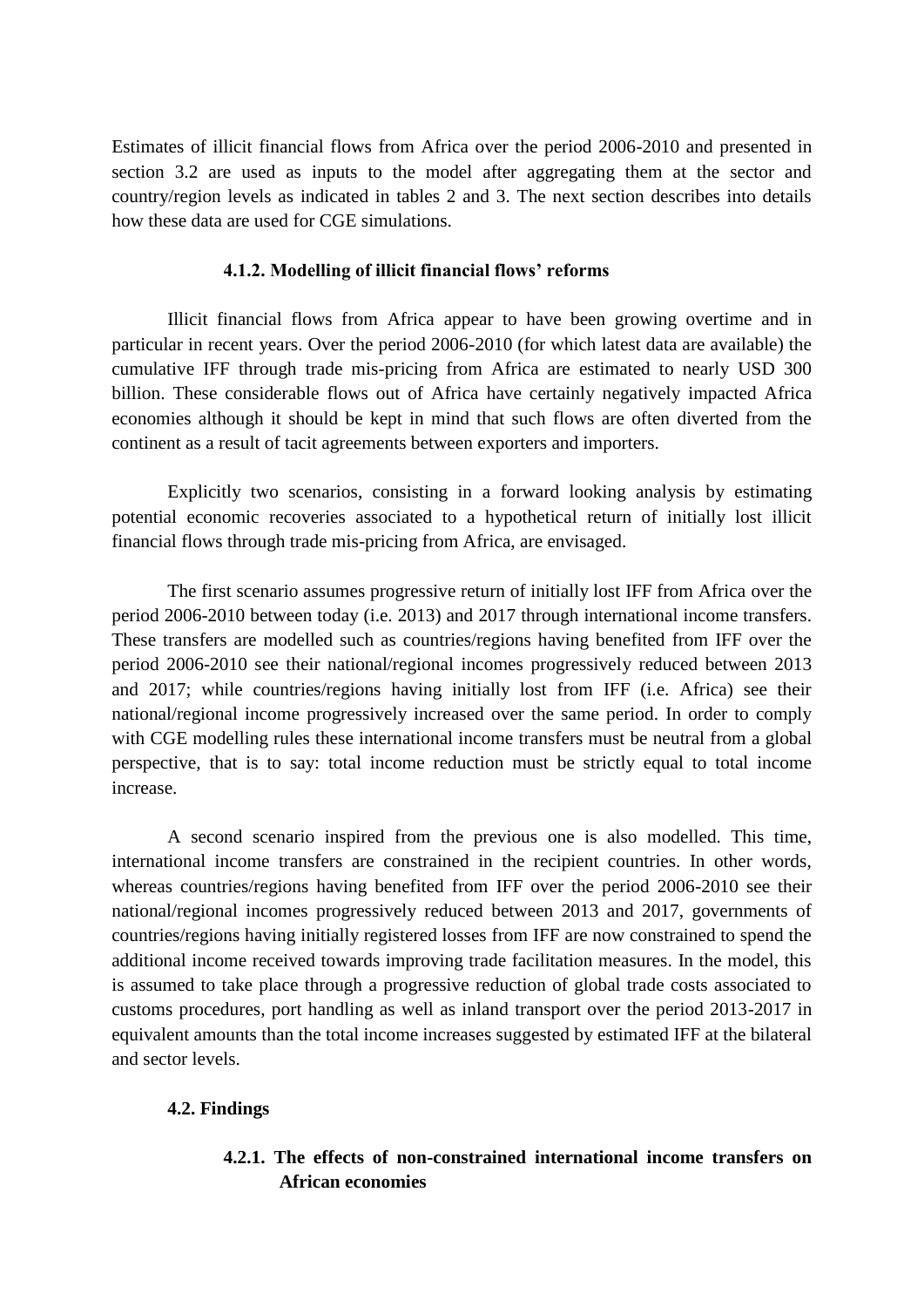Estimates of illicit financial flows from Africa over the period 2006-2010 and presented in section 3.2 are used as inputs to the model after aggregating them at the sector and country/region levels as indicated in tables 2 and 3. The next section describes into details how these data are used for CGE simulations.

#### 4.1.2. Modelling of illicit financial flows' reforms

Illicit financial flows from Africa appear to have been growing overtime and in particular in recent years. Over the period 2006-2010 (for which latest data are available) the cumulative IFF through trade mis-pricing from Africa are estimated to nearly USD 300 billion. These considerable flows out of Africa have certainly negatively impacted Africa economies although it should be kept in mind that such flows are often diverted from the continent as a result of tacit agreements between exporters and importers.

Explicitly two scenarios, consisting in a forward looking analysis by estimating potential economic recoveries associated to a hypothetical return of initially lost illicit financial flows through trade mis-pricing from Africa, are envisaged.

The first scenario assumes progressive return of initially lost IFF from Africa over the period 2006-2010 between today (i.e. 2013) and 2017 through international income transfers. These transfers are modelled such as countries/regions having benefited from IFF over the period 2006-2010 see their national/regional incomes progressively reduced between 2013 and 2017; while countries/regions having initially lost from IFF (i.e. Africa) see their national/regional income progressively increased over the same period. In order to comply with CGE modelling rules these international income transfers must be neutral from a global perspective, that is to say: total income reduction must be strictly equal to total income increase.

A second scenario inspired from the previous one is also modelled. This time, international income transfers are constrained in the recipient countries. In other words, whereas countries/regions having benefited from IFF over the period 2006-2010 see their national/regional incomes progressively reduced between 2013 and 2017, governments of countries/regions having initially registered losses from IFF are now constrained to spend the additional income received towards improving trade facilitation measures. In the model, this is assumed to take place through a progressive reduction of global trade costs associated to customs procedures, port handling as well as inland transport over the period 2013-2017 in equivalent amounts than the total income increases suggested by estimated IFF at the bilateral and sector levels.

### 4.2. Findings

#### 4.2.1. The effects of non-constrained international income transfers on African economies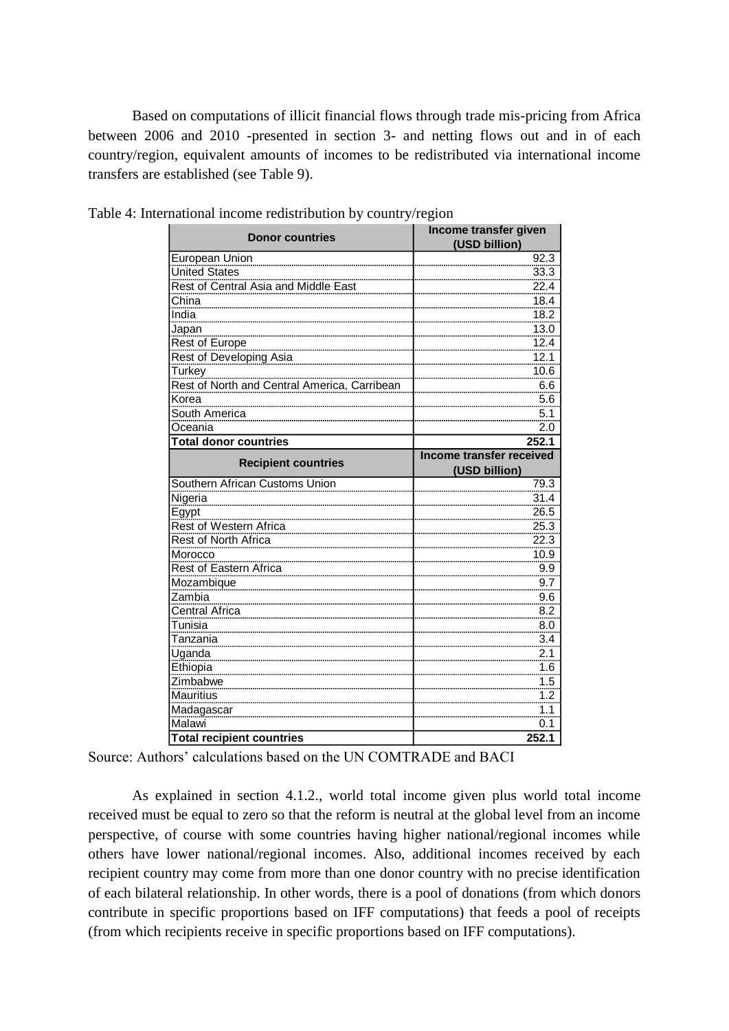Based on computations of illicit financial flows through trade mis-pricing from Africa between 2006 and 2010 -presented in section 3- and netting flows out and in of each country/region, equivalent amounts of incomes to be redistributed via international income transfers are established (see Table 9).

Table 4: International income redistribution by country/region

| Donor countries | Income transfer given (USD billion) |
|---|---|
| European Union | 92.3 |
| United States | 33.3 |
| Rest of Central Asia and Middle East | 22.4 |
| China | 18.4 |
| India | 18.2 |
| Japan | 13.0 |
| Rest of Europe | 12.4 |
| Rest of Developing Asia | 12.1 |
| Turkey | 10.6 |
| Rest of North and Central America, Carribean | 6.6 |
| Korea | 5.6 |
| South America | 5.1 |
| Oceania | 2.0 |
| **Total donor countries** | **252.1** |
| **Recipient countries** | **Income transfer received (USD billion)** |
| Southern African Customs Union | 79.3 |
| Nigeria | 31.4 |
| Egypt | 26.5 |
| Rest of Western Africa | 25.3 |
| Rest of North Africa | 22.3 |
| Morocco | 10.9 |
| Rest of Eastern Africa | 9.9 |
| Mozambique | 9.7 |
| Zambia | 9.6 |
| Central Africa | 8.2 |
| Tunisia | 8.0 |
| Tanzania | 3.4 |
| Uganda | 2.1 |
| Ethiopia | 1.6 |
| Zimbabwe | 1.5 |
| Mauritius | 1.2 |
| Madagascar | 1.1 |
| Malawi | 0.1 |
| **Total recipient countries** | **252.1** |

Source: Authors' calculations based on the UN COMTRADE and BACI

As explained in section 4.1.2., world total income given plus world total income received must be equal to zero so that the reform is neutral at the global level from an income perspective, of course with some countries having higher national/regional incomes while others have lower national/regional incomes. Also, additional incomes received by each recipient country may come from more than one donor country with no precise identification of each bilateral relationship. In other words, there is a pool of donations (from which donors contribute in specific proportions based on IFF computations) that feeds a pool of receipts (from which recipients receive in specific proportions based on IFF computations).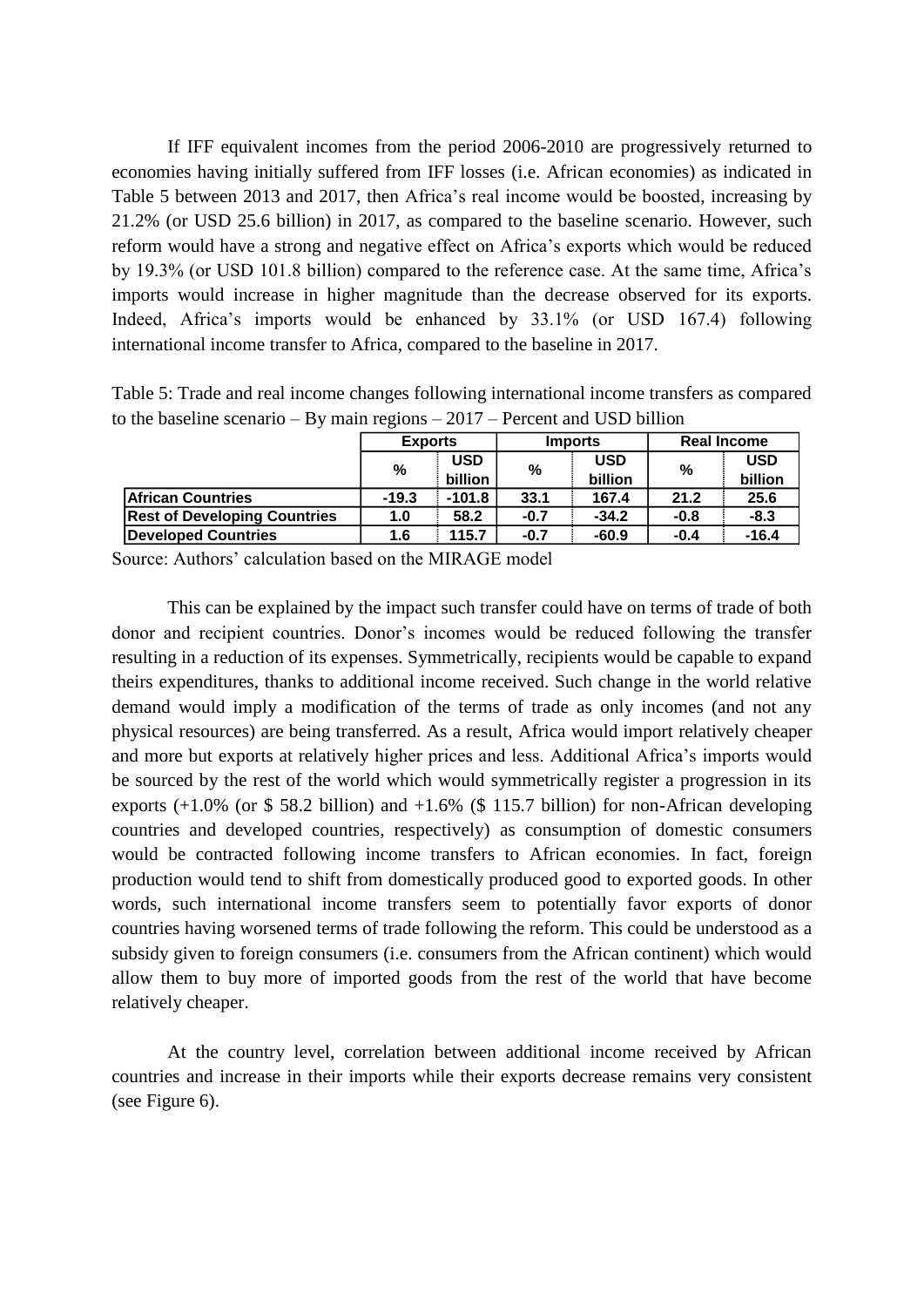If IFF equivalent incomes from the period 2006-2010 are progressively returned to economies having initially suffered from IFF losses (i.e. African economies) as indicated in Table 5 between 2013 and 2017, then Africa's real income would be boosted, increasing by 21.2% (or USD 25.6 billion) in 2017, as compared to the baseline scenario. However, such reform would have a strong and negative effect on Africa's exports which would be reduced by 19.3% (or USD 101.8 billion) compared to the reference case. At the same time, Africa's imports would increase in higher magnitude than the decrease observed for its exports. Indeed, Africa's imports would be enhanced by 33.1% (or USD 167.4) following international income transfer to Africa, compared to the baseline in 2017.

Table 5: Trade and real income changes following international income transfers as compared to the baseline scenario – By main regions – 2017 – Percent and USD billion

| | Exports | | Imports | | Real Income | |
|---|---|---|---|---|---|---|
| | % | USD billion | % | USD billion | % | USD billion |
| **African Countries** | -19.3 | -101.8 | 33.1 | 167.4 | 21.2 | 25.6 |
| **Rest of Developing Countries** | 1.0 | 58.2 | -0.7 | -34.2 | -0.8 | -8.3 |
| **Developed Countries** | 1.6 | 115.7 | -0.7 | -60.9 | -0.4 | -16.4 |

Source: Authors' calculation based on the MIRAGE model

This can be explained by the impact such transfer could have on terms of trade of both donor and recipient countries. Donor's incomes would be reduced following the transfer resulting in a reduction of its expenses. Symmetrically, recipients would be capable to expand theirs expenditures, thanks to additional income received. Such change in the world relative demand would imply a modification of the terms of trade as only incomes (and not any physical resources) are being transferred. As a result, Africa would import relatively cheaper and more but exports at relatively higher prices and less. Additional Africa's imports would be sourced by the rest of the world which would symmetrically register a progression in its exports (+1.0% (or $ 58.2 billion) and +1.6% ($ 115.7 billion) for non-African developing countries and developed countries, respectively) as consumption of domestic consumers would be contracted following income transfers to African economies. In fact, foreign production would tend to shift from domestically produced good to exported goods. In other words, such international income transfers seem to potentially favor exports of donor countries having worsened terms of trade following the reform. This could be understood as a subsidy given to foreign consumers (i.e. consumers from the African continent) which would allow them to buy more of imported goods from the rest of the world that have become relatively cheaper.

At the country level, correlation between additional income received by African countries and increase in their imports while their exports decrease remains very consistent (see Figure 6).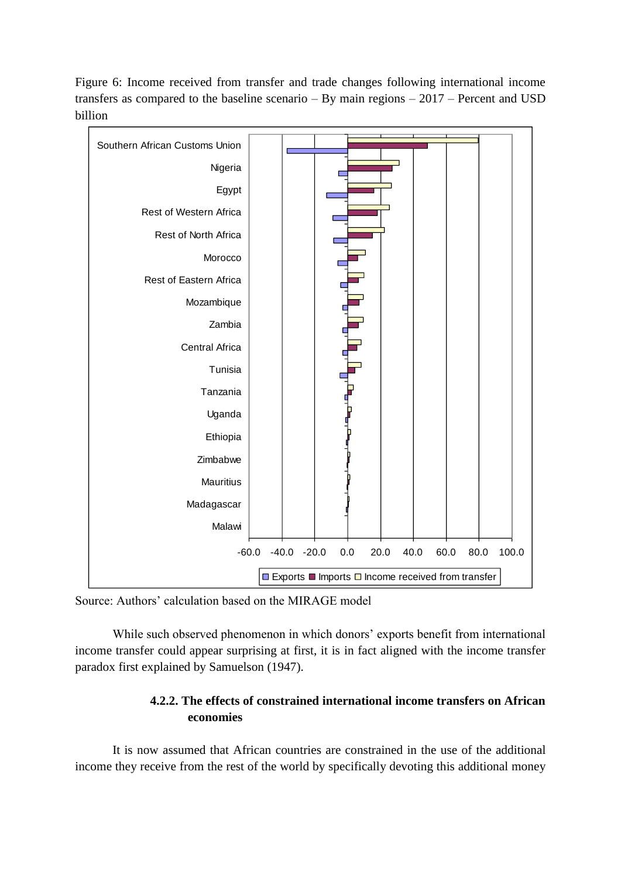Figure 6: Income received from transfer and trade changes following international income transfers as compared to the baseline scenario – By main regions – 2017 – Percent and USD billion

Source: Authors' calculation based on the MIRAGE model

While such observed phenomenon in which donors' exports benefit from international income transfer could appear surprising at first, it is in fact aligned with the income transfer paradox first explained by Samuelson (1947).

#### 4.2.2. The effects of constrained international income transfers on African economies

It is now assumed that African countries are constrained in the use of the additional income they receive from the rest of the world by specifically devoting this additional money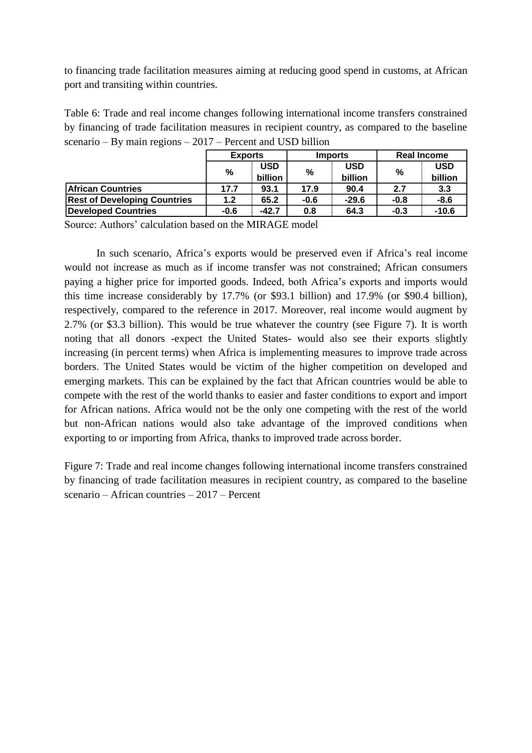to financing trade facilitation measures aiming at reducing good spend in customs, at African port and transiting within countries.

Table 6: Trade and real income changes following international income transfers constrained by financing of trade facilitation measures in recipient country, as compared to the baseline scenario – By main regions – 2017 – Percent and USD billion

| | **Exports** | | **Imports** | | **Real Income** | |
|---|---|---|---|---|---|---|
| | **%** | **USD billion** | **%** | **USD billion** | **%** | **USD billion** |
| **African Countries** | **17.7** | **93.1** | **17.9** | **90.4** | **2.7** | **3.3** |
| **Rest of Developing Countries** | **1.2** | **65.2** | **-0.6** | **-29.6** | **-0.8** | **-8.6** |
| **Developed Countries** | **-0.6** | **-42.7** | **0.8** | **64.3** | **-0.3** | **-10.6** |

Source: Authors' calculation based on the MIRAGE model

In such scenario, Africa's exports would be preserved even if Africa's real income would not increase as much as if income transfer was not constrained; African consumers paying a higher price for imported goods. Indeed, both Africa's exports and imports would this time increase considerably by 17.7% (or $93.1 billion) and 17.9% (or $90.4 billion), respectively, compared to the reference in 2017. Moreover, real income would augment by 2.7% (or $3.3 billion). This would be true whatever the country (see Figure 7). It is worth noting that all donors -expect the United States- would also see their exports slightly increasing (in percent terms) when Africa is implementing measures to improve trade across borders. The United States would be victim of the higher competition on developed and emerging markets. This can be explained by the fact that African countries would be able to compete with the rest of the world thanks to easier and faster conditions to export and import for African nations. Africa would not be the only one competing with the rest of the world but non-African nations would also take advantage of the improved conditions when exporting to or importing from Africa, thanks to improved trade across border.

Figure 7: Trade and real income changes following international income transfers constrained by financing of trade facilitation measures in recipient country, as compared to the baseline scenario – African countries – 2017 – Percent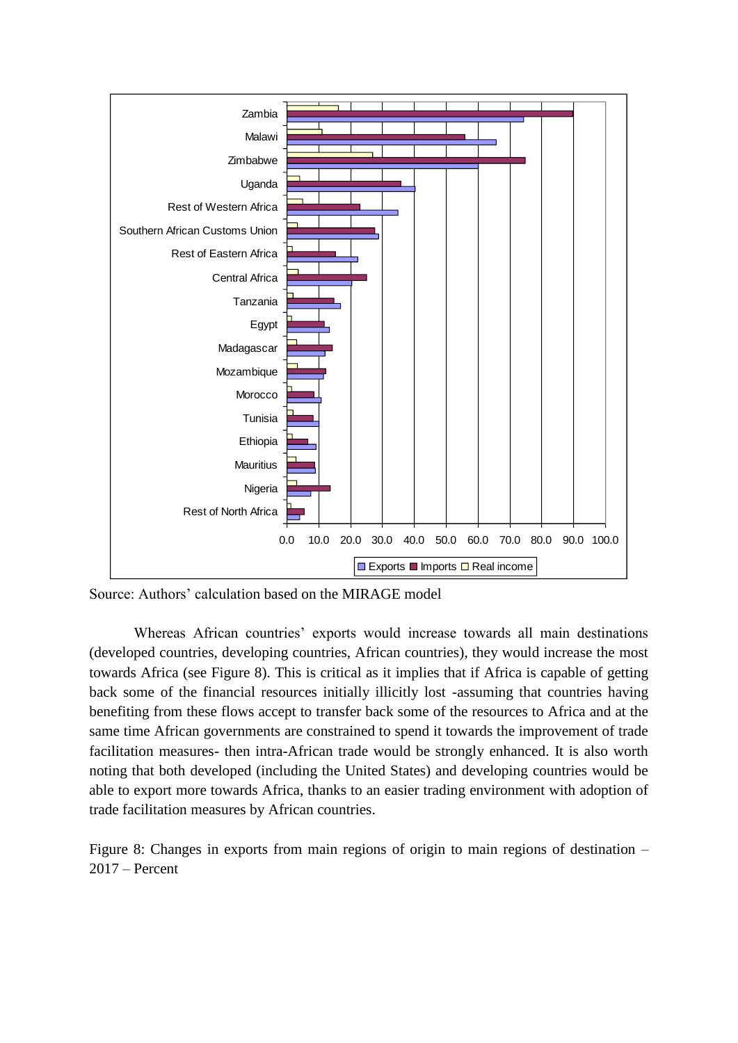Source: Authors' calculation based on the MIRAGE model

Whereas African countries' exports would increase towards all main destinations (developed countries, developing countries, African countries), they would increase the most towards Africa (see Figure 8). This is critical as it implies that if Africa is capable of getting back some of the financial resources initially illicitly lost -assuming that countries having benefiting from these flows accept to transfer back some of the resources to Africa and at the same time African governments are constrained to spend it towards the improvement of trade facilitation measures- then intra-African trade would be strongly enhanced. It is also worth noting that both developed (including the United States) and developing countries would be able to export more towards Africa, thanks to an easier trading environment with adoption of trade facilitation measures by African countries.

Figure 8: Changes in exports from main regions of origin to main regions of destination – 2017 – Percent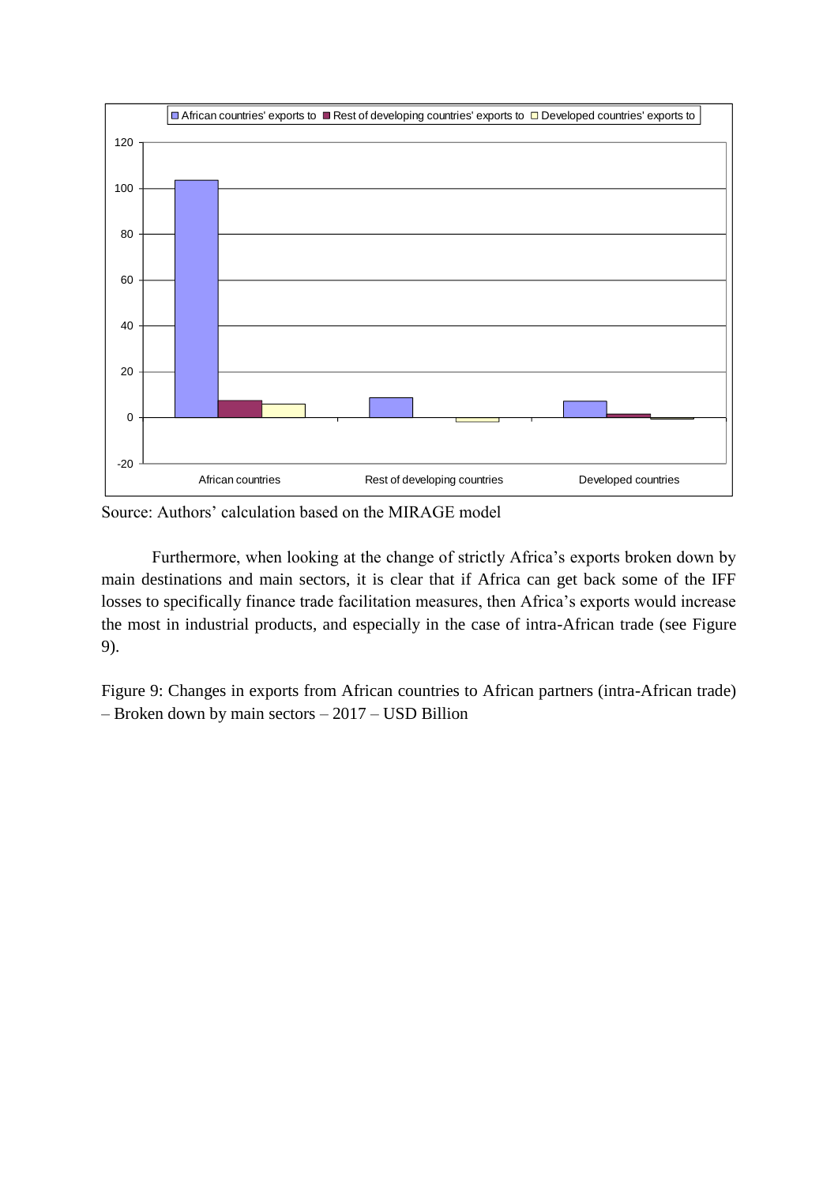Source: Authors' calculation based on the MIRAGE model

Furthermore, when looking at the change of strictly Africa's exports broken down by main destinations and main sectors, it is clear that if Africa can get back some of the IFF losses to specifically finance trade facilitation measures, then Africa's exports would increase the most in industrial products, and especially in the case of intra-African trade (see Figure 9).

Figure 9: Changes in exports from African countries to African partners (intra-African trade) – Broken down by main sectors – 2017 – USD Billion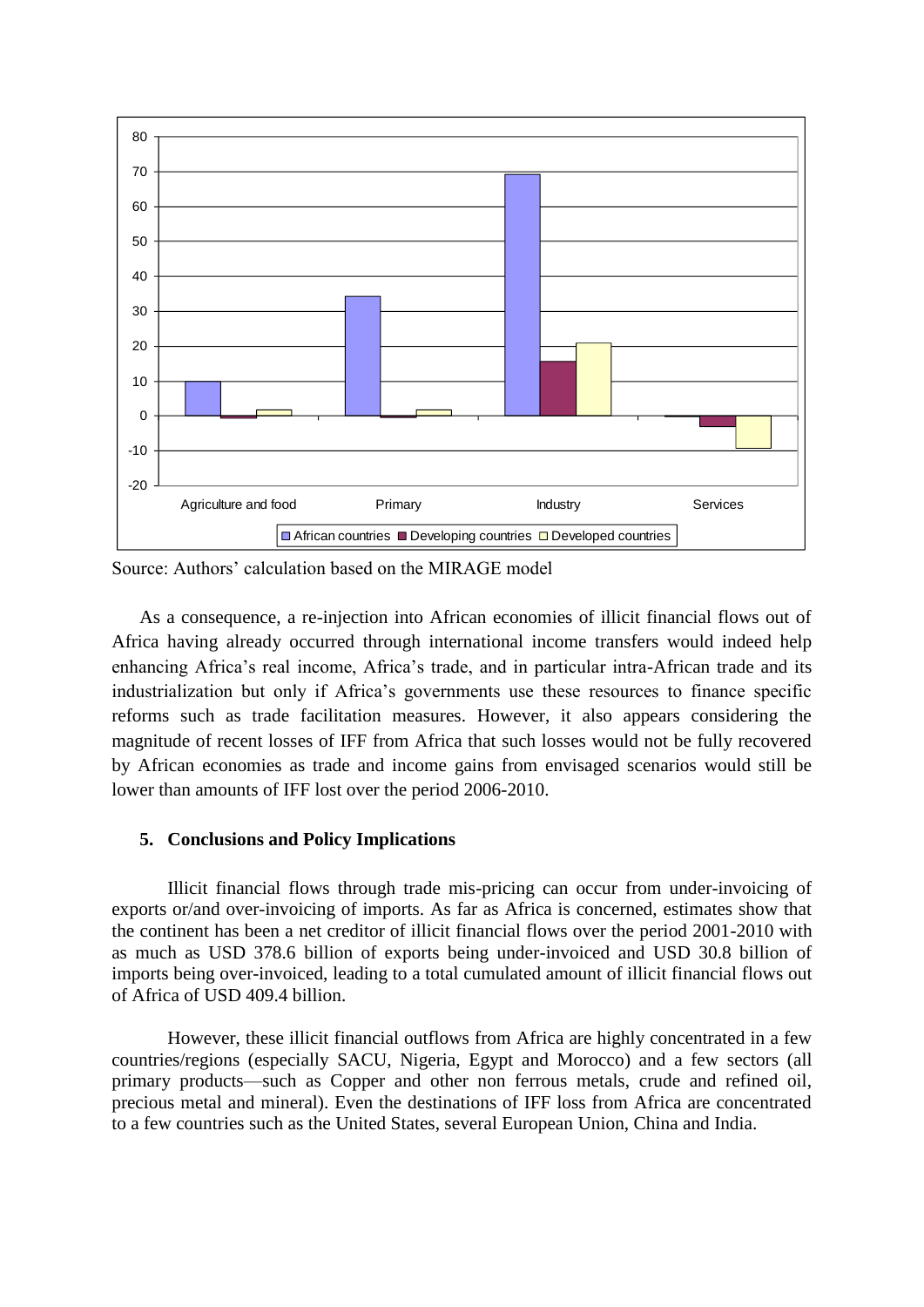Source: Authors' calculation based on the MIRAGE model

As a consequence, a re-injection into African economies of illicit financial flows out of Africa having already occurred through international income transfers would indeed help enhancing Africa's real income, Africa's trade, and in particular intra-African trade and its industrialization but only if Africa's governments use these resources to finance specific reforms such as trade facilitation measures. However, it also appears considering the magnitude of recent losses of IFF from Africa that such losses would not be fully recovered by African economies as trade and income gains from envisaged scenarios would still be lower than amounts of IFF lost over the period 2006-2010.

## 5. Conclusions and Policy Implications

Illicit financial flows through trade mis-pricing can occur from under-invoicing of exports or/and over-invoicing of imports. As far as Africa is concerned, estimates show that the continent has been a net creditor of illicit financial flows over the period 2001-2010 with as much as USD 378.6 billion of exports being under-invoiced and USD 30.8 billion of imports being over-invoiced, leading to a total cumulated amount of illicit financial flows out of Africa of USD 409.4 billion.

However, these illicit financial outflows from Africa are highly concentrated in a few countries/regions (especially SACU, Nigeria, Egypt and Morocco) and a few sectors (all primary products—such as Copper and other non ferrous metals, crude and refined oil, precious metal and mineral). Even the destinations of IFF loss from Africa are concentrated to a few countries such as the United States, several European Union, China and India.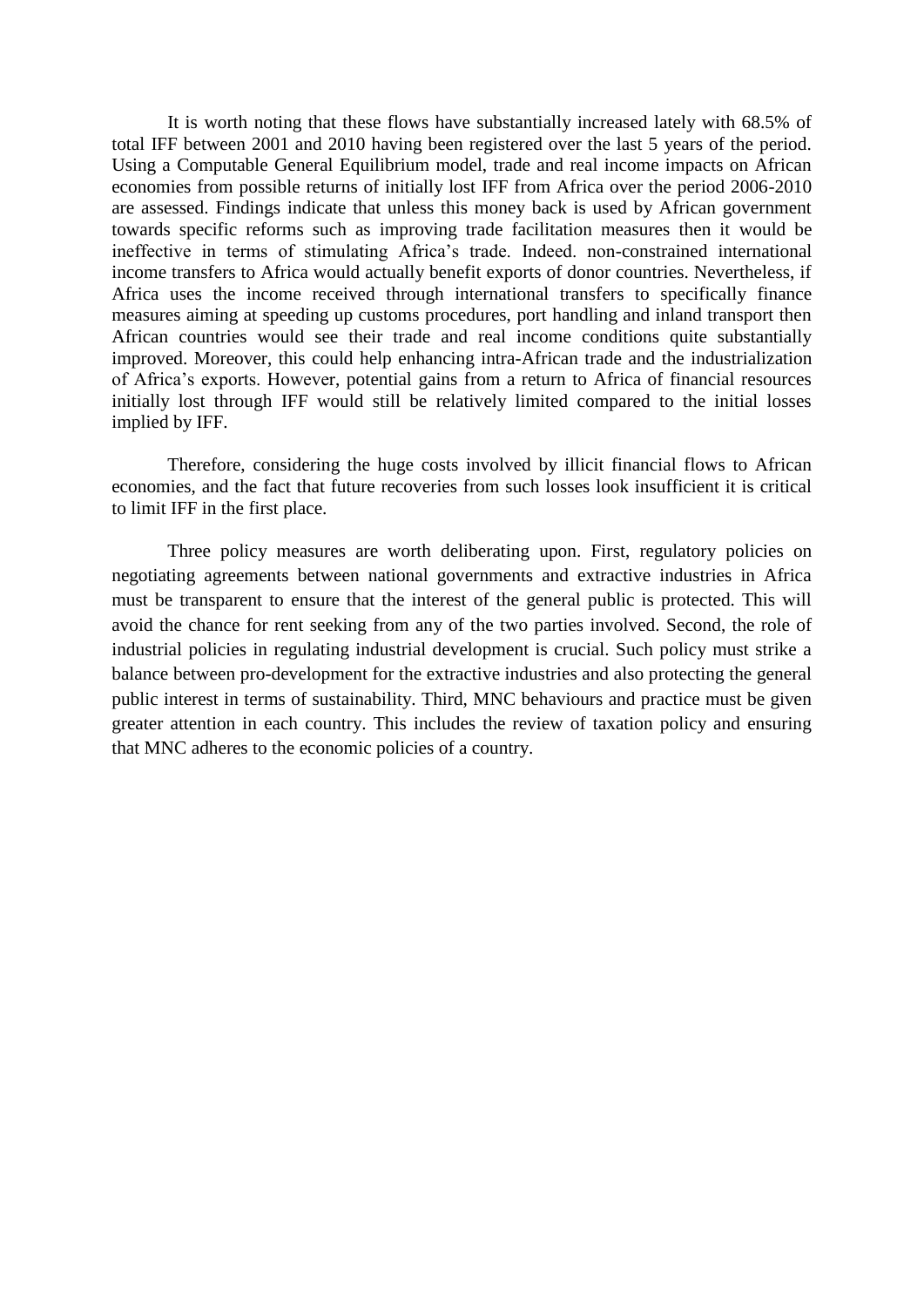It is worth noting that these flows have substantially increased lately with 68.5% of total IFF between 2001 and 2010 having been registered over the last 5 years of the period. Using a Computable General Equilibrium model, trade and real income impacts on African economies from possible returns of initially lost IFF from Africa over the period 2006-2010 are assessed. Findings indicate that unless this money back is used by African government towards specific reforms such as improving trade facilitation measures then it would be ineffective in terms of stimulating Africa's trade. Indeed. non-constrained international income transfers to Africa would actually benefit exports of donor countries. Nevertheless, if Africa uses the income received through international transfers to specifically finance measures aiming at speeding up customs procedures, port handling and inland transport then African countries would see their trade and real income conditions quite substantially improved. Moreover, this could help enhancing intra-African trade and the industrialization of Africa's exports. However, potential gains from a return to Africa of financial resources initially lost through IFF would still be relatively limited compared to the initial losses implied by IFF.

Therefore, considering the huge costs involved by illicit financial flows to African economies, and the fact that future recoveries from such losses look insufficient it is critical to limit IFF in the first place.

Three policy measures are worth deliberating upon. First, regulatory policies on negotiating agreements between national governments and extractive industries in Africa must be transparent to ensure that the interest of the general public is protected. This will avoid the chance for rent seeking from any of the two parties involved. Second, the role of industrial policies in regulating industrial development is crucial. Such policy must strike a balance between pro-development for the extractive industries and also protecting the general public interest in terms of sustainability. Third, MNC behaviours and practice must be given greater attention in each country. This includes the review of taxation policy and ensuring that MNC adheres to the economic policies of a country.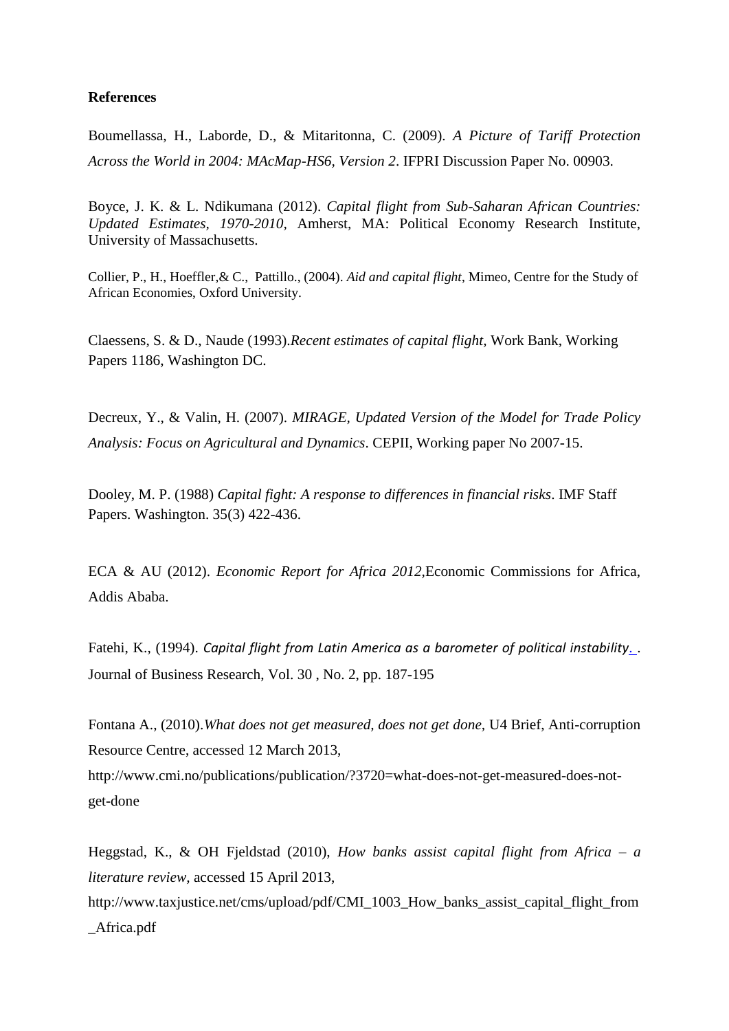**References**

Boumellassa, H., Laborde, D., & Mitaritonna, C. (2009). *A Picture of Tariff Protection Across the World in 2004: MAcMap-HS6, Version 2*. IFPRI Discussion Paper No. 00903.

Boyce, J. K. & L. Ndikumana (2012). *Capital flight from Sub-Saharan African Countries: Updated Estimates, 1970-2010*, Amherst, MA: Political Economy Research Institute, University of Massachusetts.

Collier, P., H., Hoeffler,& C., Pattillo., (2004). *Aid and capital flight*, Mimeo, Centre for the Study of African Economies, Oxford University.

Claessens, S. & D., Naude (1993).*Recent estimates of capital flight,* Work Bank, Working Papers 1186, Washington DC.

Decreux, Y., & Valin, H. (2007). *MIRAGE, Updated Version of the Model for Trade Policy Analysis: Focus on Agricultural and Dynamics*. CEPII, Working paper No 2007-15.

Dooley, M. P. (1988) *Capital fight: A response to differences in financial risks*. IMF Staff Papers. Washington. 35(3) 422-436.

ECA & AU (2012). *Economic Report for Africa 2012,*Economic Commissions for Africa, Addis Ababa.

Fatehi, K., (1994). *Capital flight from Latin America as a barometer of political instability.* . Journal of Business Research, Vol. 30 , No. 2, pp. 187-195

Fontana A., (2010).*What does not get measured, does not get done*, U4 Brief, Anti-corruption Resource Centre, accessed 12 March 2013, http://www.cmi.no/publications/publication/?3720=what-does-not-get-measured-does-not-get-done

Heggstad, K., & OH Fjeldstad (2010), *How banks assist capital flight from Africa – a literature review,* accessed 15 April 2013, http://www.taxjustice.net/cms/upload/pdf/CMI_1003_How_banks_assist_capital_flight_from_Africa.pdf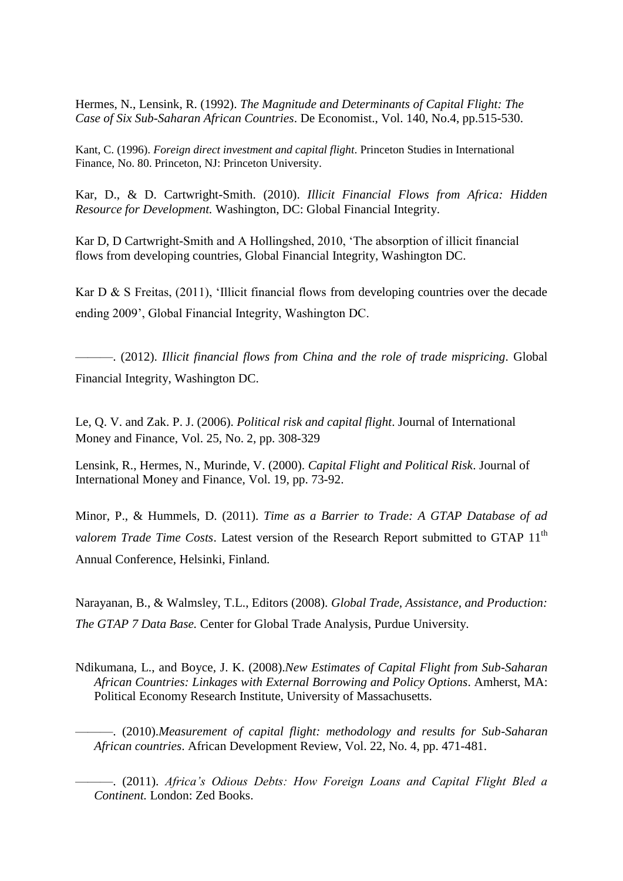Hermes, N., Lensink, R. (1992). *The Magnitude and Determinants of Capital Flight: The Case of Six Sub-Saharan African Countries*. De Economist., Vol. 140, No.4, pp.515-530.

Kant, C. (1996). *Foreign direct investment and capital flight*. Princeton Studies in International Finance, No. 80. Princeton, NJ: Princeton University.

Kar, D., & D. Cartwright-Smith. (2010). *Illicit Financial Flows from Africa: Hidden Resource for Development.* Washington, DC: Global Financial Integrity.

Kar D, D Cartwright-Smith and A Hollingshed, 2010, 'The absorption of illicit financial flows from developing countries, Global Financial Integrity, Washington DC.

Kar D & S Freitas, (2011), 'Illicit financial flows from developing countries over the decade ending 2009', Global Financial Integrity, Washington DC.

———. (2012). *Illicit financial flows from China and the role of trade mispricing*. Global Financial Integrity, Washington DC.

Le, Q. V. and Zak. P. J. (2006). *Political risk and capital flight*. Journal of International Money and Finance, Vol. 25, No. 2, pp. 308-329

Lensink, R., Hermes, N., Murinde, V. (2000). *Capital Flight and Political Risk*. Journal of International Money and Finance, Vol. 19, pp. 73-92.

Minor, P., & Hummels, D. (2011). *Time as a Barrier to Trade: A GTAP Database of ad valorem Trade Time Costs*. Latest version of the Research Report submitted to GTAP 11th Annual Conference, Helsinki, Finland.

Narayanan, B., & Walmsley, T.L., Editors (2008). *Global Trade, Assistance, and Production: The GTAP 7 Data Base.* Center for Global Trade Analysis, Purdue University.

Ndikumana, L., and Boyce, J. K. (2008).*New Estimates of Capital Flight from Sub-Saharan African Countries: Linkages with External Borrowing and Policy Options*. Amherst, MA: Political Economy Research Institute, University of Massachusetts.

———. (2010).*Measurement of capital flight: methodology and results for Sub-Saharan African countries*. African Development Review, Vol. 22, No. 4, pp. 471-481.

———. (2011). *Africa's Odious Debts: How Foreign Loans and Capital Flight Bled a Continent.* London: Zed Books.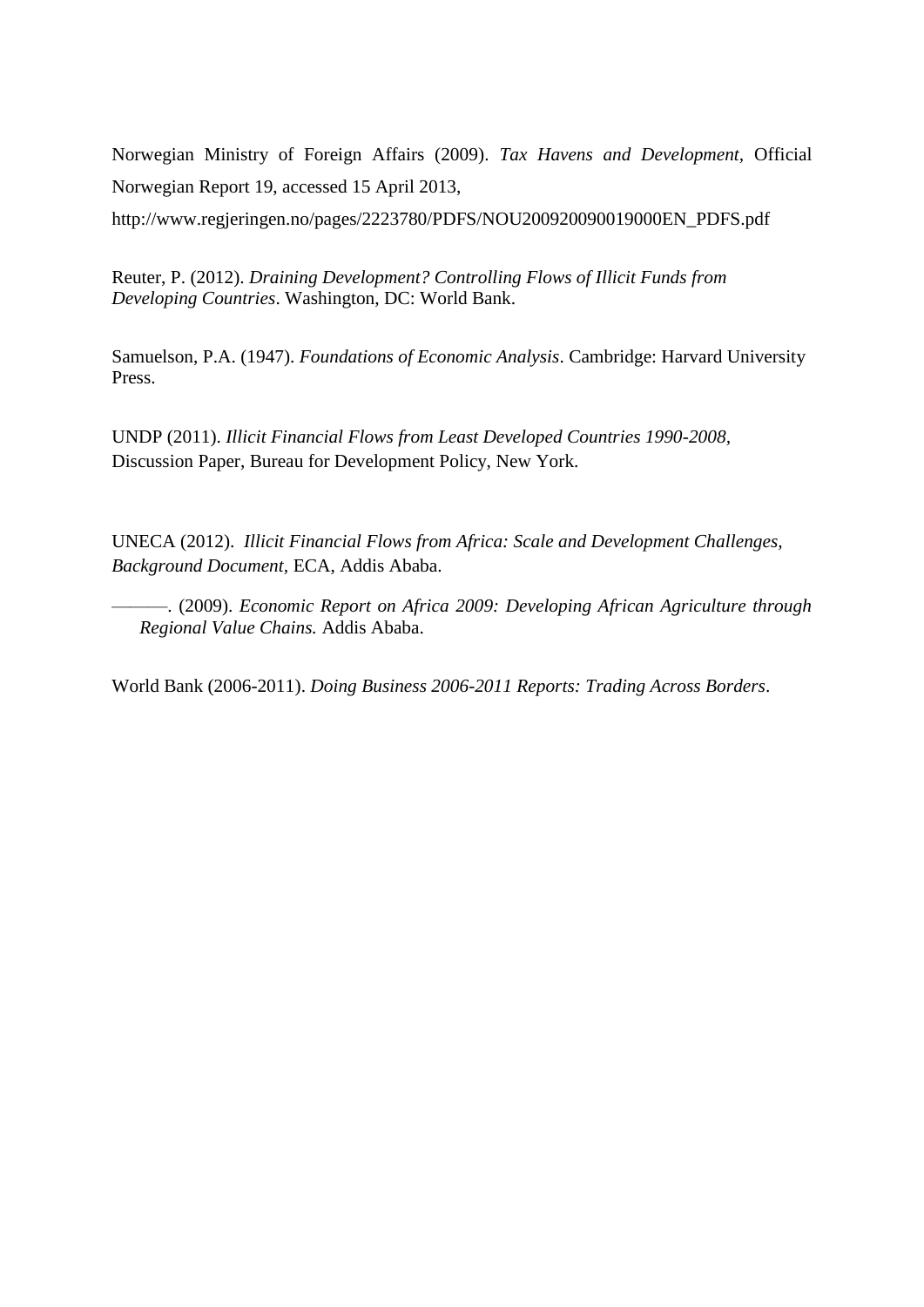Norwegian Ministry of Foreign Affairs (2009). *Tax Havens and Development*, Official Norwegian Report 19, accessed 15 April 2013, http://www.regjeringen.no/pages/2223780/PDFS/NOU200920090019000EN_PDFS.pdf

Reuter, P. (2012). *Draining Development? Controlling Flows of Illicit Funds from Developing Countries*. Washington, DC: World Bank.

Samuelson, P.A. (1947). *Foundations of Economic Analysis*. Cambridge: Harvard University Press.

UNDP (2011). *Illicit Financial Flows from Least Developed Countries 1990-2008*, Discussion Paper, Bureau for Development Policy, New York.

UNECA (2012). *Illicit Financial Flows from Africa: Scale and Development Challenges, Background Document*, ECA, Addis Ababa.

———. (2009). *Economic Report on Africa 2009: Developing African Agriculture through Regional Value Chains.* Addis Ababa.

World Bank (2006-2011). *Doing Business 2006-2011 Reports: Trading Across Borders*.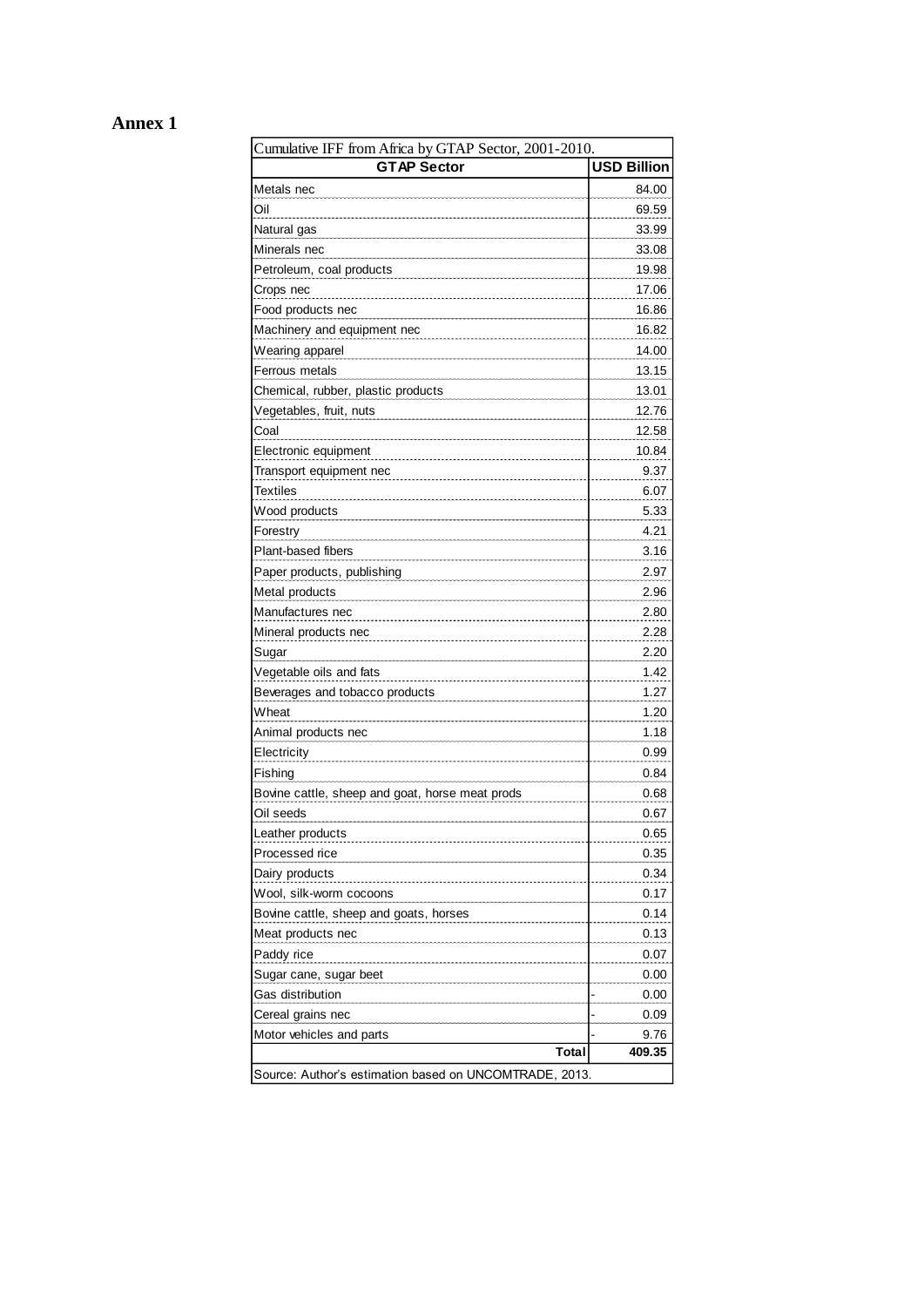# Annex 1

| Cumulative IFF from Africa by GTAP Sector, 2001-2010. | |
|---|---|
| **GTAP Sector** | **USD Billion** |
| Metals nec | 84.00 |
| Oil | 69.59 |
| Natural gas | 33.99 |
| Minerals nec | 33.08 |
| Petroleum, coal products | 19.98 |
| Crops nec | 17.06 |
| Food products nec | 16.86 |
| Machinery and equipment nec | 16.82 |
| Wearing apparel | 14.00 |
| Ferrous metals | 13.15 |
| Chemical, rubber, plastic products | 13.01 |
| Vegetables, fruit, nuts | 12.76 |
| Coal | 12.58 |
| Electronic equipment | 10.84 |
| Transport equipment nec | 9.37 |
| Textiles | 6.07 |
| Wood products | 5.33 |
| Forestry | 4.21 |
| Plant-based fibers | 3.16 |
| Paper products, publishing | 2.97 |
| Metal products | 2.96 |
| Manufactures nec | 2.80 |
| Mineral products nec | 2.28 |
| Sugar | 2.20 |
| Vegetable oils and fats | 1.42 |
| Beverages and tobacco products | 1.27 |
| Wheat | 1.20 |
| Animal products nec | 1.18 |
| Electricity | 0.99 |
| Fishing | 0.84 |
| Bovine cattle, sheep and goat, horse meat prods | 0.68 |
| Oil seeds | 0.67 |
| Leather products | 0.65 |
| Processed rice | 0.35 |
| Dairy products | 0.34 |
| Wool, silk-worm cocoons | 0.17 |
| Bovine cattle, sheep and goats, horses | 0.14 |
| Meat products nec | 0.13 |
| Paddy rice | 0.07 |
| Sugar cane, sugar beet | 0.00 |
| Gas distribution | - 0.00 |
| Cereal grains nec | - 0.09 |
| Motor vehicles and parts | - 9.76 |
| **Total** | **409.35** |

Source: Author's estimation based on UNCOMTRADE, 2013.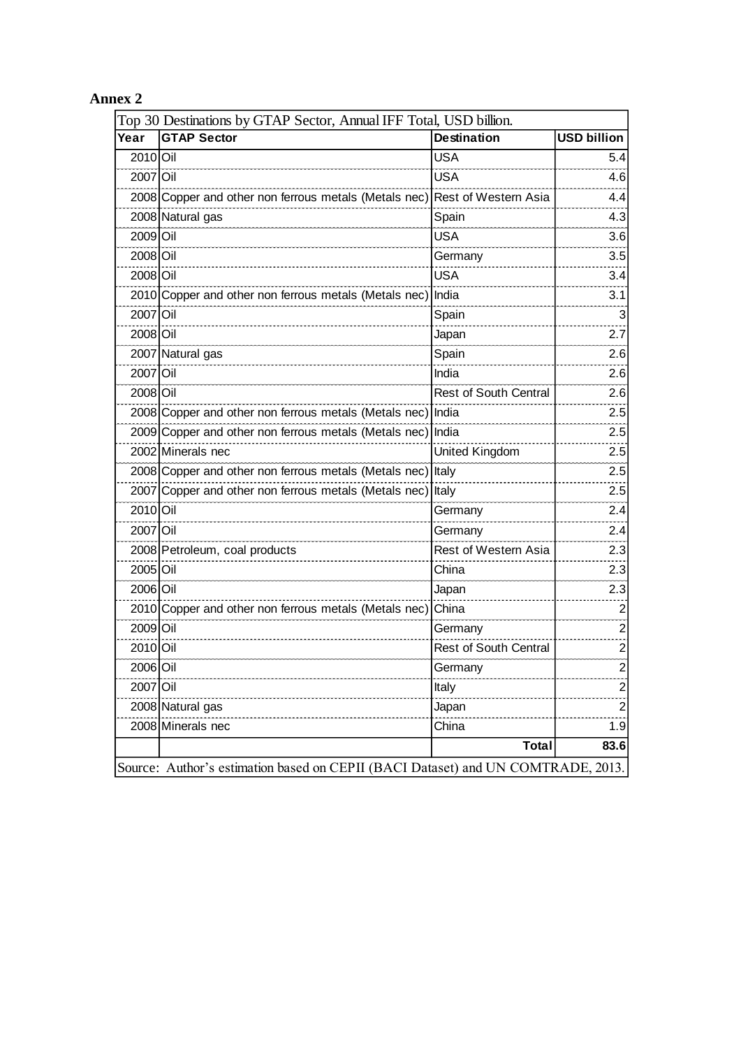**Annex 2**

| Top 30 Destinations by GTAP Sector, Annual IFF Total, USD billion. | | | |
|---|---|---|---|
| **Year** | **GTAP Sector** | **Destination** | **USD billion** |
| 2010 | Oil | USA | 5.4 |
| 2007 | Oil | USA | 4.6 |
| 2008 | Copper and other non ferrous metals (Metals nec) | Rest of Western Asia | 4.4 |
| 2008 | Natural gas | Spain | 4.3 |
| 2009 | Oil | USA | 3.6 |
| 2008 | Oil | Germany | 3.5 |
| 2008 | Oil | USA | 3.4 |
| 2010 | Copper and other non ferrous metals (Metals nec) | India | 3.1 |
| 2007 | Oil | Spain | 3 |
| 2008 | Oil | Japan | 2.7 |
| 2007 | Natural gas | Spain | 2.6 |
| 2007 | Oil | India | 2.6 |
| 2008 | Oil | Rest of South Central | 2.6 |
| 2008 | Copper and other non ferrous metals (Metals nec) | India | 2.5 |
| 2009 | Copper and other non ferrous metals (Metals nec) | India | 2.5 |
| 2002 | Minerals nec | United Kingdom | 2.5 |
| 2008 | Copper and other non ferrous metals (Metals nec) | Italy | 2.5 |
| 2007 | Copper and other non ferrous metals (Metals nec) | Italy | 2.5 |
| 2010 | Oil | Germany | 2.4 |
| 2007 | Oil | Germany | 2.4 |
| 2008 | Petroleum, coal products | Rest of Western Asia | 2.3 |
| 2005 | Oil | China | 2.3 |
| 2006 | Oil | Japan | 2.3 |
| 2010 | Copper and other non ferrous metals (Metals nec) | China | 2 |
| 2009 | Oil | Germany | 2 |
| 2010 | Oil | Rest of South Central | 2 |
| 2006 | Oil | Germany | 2 |
| 2007 | Oil | Italy | 2 |
| 2008 | Natural gas | Japan | 2 |
| 2008 | Minerals nec | China | 1.9 |
| | | **Total** | **83.6** |

Source: Author's estimation based on CEPII (BACI Dataset) and UN COMTRADE, 2013.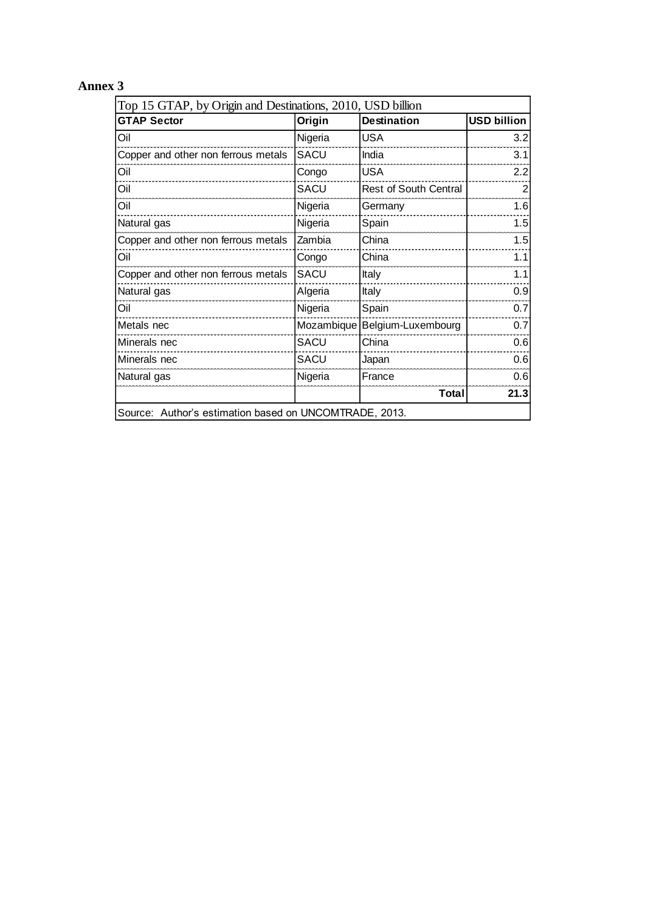**Annex 3**

Top 15 GTAP, by Origin and Destinations, 2010, USD billion

| GTAP Sector | Origin | Destination | USD billion |
|---|---|---|---|
| Oil | Nigeria | USA | 3.2 |
| Copper and other non ferrous metals | SACU | India | 3.1 |
| Oil | Congo | USA | 2.2 |
| Oil | SACU | Rest of South Central | 2 |
| Oil | Nigeria | Germany | 1.6 |
| Natural gas | Nigeria | Spain | 1.5 |
| Copper and other non ferrous metals | Zambia | China | 1.5 |
| Oil | Congo | China | 1.1 |
| Copper and other non ferrous metals | SACU | Italy | 1.1 |
| Natural gas | Algeria | Italy | 0.9 |
| Oil | Nigeria | Spain | 0.7 |
| Metals nec | Mozambique | Belgium-Luxembourg | 0.7 |
| Minerals nec | SACU | China | 0.6 |
| Minerals nec | SACU | Japan | 0.6 |
| Natural gas | Nigeria | France | 0.6 |
| | | **Total** | **21.3** |

Source: Author's estimation based on UNCOMTRADE, 2013.